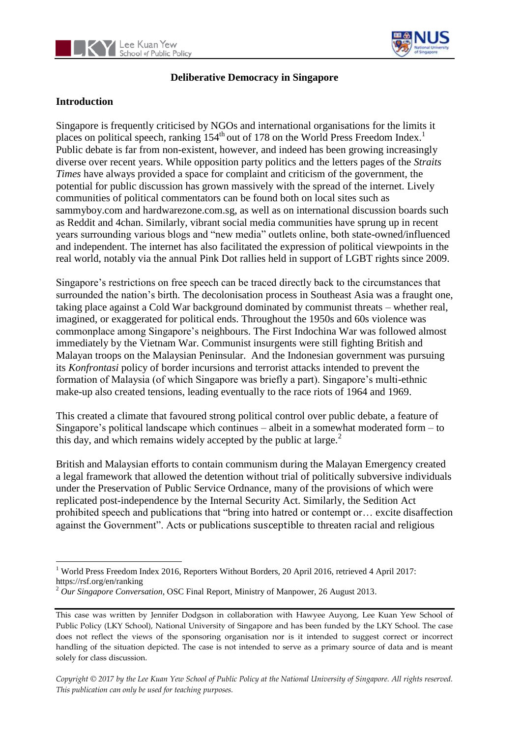# Deliberative Democracy in Singapore

## Introduction

Singapore is frequently criticised by NGOs and international organisations for the limits it places on political speech, ranking 154th out of 178 on the World Press Freedom Index.[1] Public debate is far from non-existent, however, and indeed has been growing increasingly diverse over recent years. While opposition party politics and the letters pages of the *Straits Times* have always provided a space for complaint and criticism of the government, the potential for public discussion has grown massively with the spread of the internet. Lively communities of political commentators can be found both on local sites such as sammyboy.com and hardwarezone.com.sg, as well as on international discussion boards such as Reddit and 4chan. Similarly, vibrant social media communities have sprung up in recent years surrounding various blogs and "new media" outlets online, both state-owned/influenced and independent. The internet has also facilitated the expression of political viewpoints in the real world, notably via the annual Pink Dot rallies held in support of LGBT rights since 2009.

Singapore's restrictions on free speech can be traced directly back to the circumstances that surrounded the nation's birth. The decolonisation process in Southeast Asia was a fraught one, taking place against a Cold War background dominated by communist threats – whether real, imagined, or exaggerated for political ends. Throughout the 1950s and 60s violence was commonplace among Singapore's neighbours. The First Indochina War was followed almost immediately by the Vietnam War. Communist insurgents were still fighting British and Malayan troops on the Malaysian Peninsular. And the Indonesian government was pursuing its *Konfrontasi* policy of border incursions and terrorist attacks intended to prevent the formation of Malaysia (of which Singapore was briefly a part). Singapore's multi-ethnic make-up also created tensions, leading eventually to the race riots of 1964 and 1969.

This created a climate that favoured strong political control over public debate, a feature of Singapore's political landscape which continues – albeit in a somewhat moderated form – to this day, and which remains widely accepted by the public at large.[2]

British and Malaysian efforts to contain communism during the Malayan Emergency created a legal framework that allowed the detention without trial of politically subversive individuals under the Preservation of Public Service Ordnance, many of the provisions of which were replicated post-independence by the Internal Security Act. Similarly, the Sedition Act prohibited speech and publications that "bring into hatred or contempt or… excite disaffection against the Government". Acts or publications susceptible to threaten racial and religious

[1] World Press Freedom Index 2016, Reporters Without Borders, 20 April 2016, retrieved 4 April 2017: https://rsf.org/en/ranking

[2] *Our Singapore Conversation*, OSC Final Report, Ministry of Manpower, 26 August 2013.

This case was written by Jennifer Dodgson in collaboration with Hawyee Auyong, Lee Kuan Yew School of Public Policy (LKY School), National University of Singapore and has been funded by the LKY School. The case does not reflect the views of the sponsoring organisation nor is it intended to suggest correct or incorrect handling of the situation depicted. The case is not intended to serve as a primary source of data and is meant solely for class discussion.

*Copyright © 2017 by the Lee Kuan Yew School of Public Policy at the National University of Singapore. All rights reserved. This publication can only be used for teaching purposes.*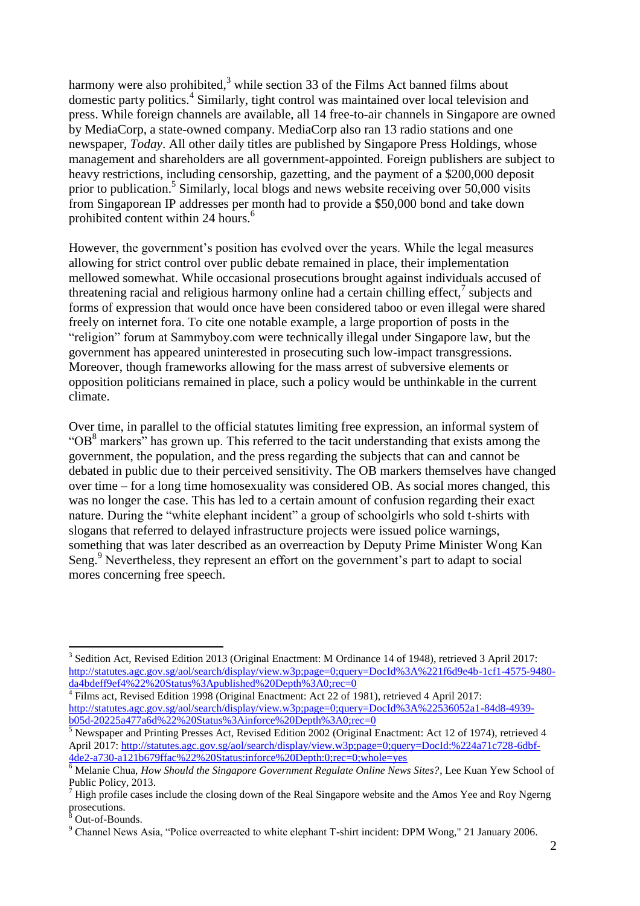harmony were also prohibited,[3] while section 33 of the Films Act banned films about domestic party politics.[4] Similarly, tight control was maintained over local television and press. While foreign channels are available, all 14 free-to-air channels in Singapore are owned by MediaCorp, a state-owned company. MediaCorp also ran 13 radio stations and one newspaper, *Today*. All other daily titles are published by Singapore Press Holdings, whose management and shareholders are all government-appointed. Foreign publishers are subject to heavy restrictions, including censorship, gazetting, and the payment of a $200,000 deposit prior to publication.[5] Similarly, local blogs and news website receiving over 50,000 visits from Singaporean IP addresses per month had to provide a $50,000 bond and take down prohibited content within 24 hours.[6]

However, the government's position has evolved over the years. While the legal measures allowing for strict control over public debate remained in place, their implementation mellowed somewhat. While occasional prosecutions brought against individuals accused of threatening racial and religious harmony online had a certain chilling effect,[7] subjects and forms of expression that would once have been considered taboo or even illegal were shared freely on internet fora. To cite one notable example, a large proportion of posts in the "religion" forum at Sammyboy.com were technically illegal under Singapore law, but the government has appeared uninterested in prosecuting such low-impact transgressions. Moreover, though frameworks allowing for the mass arrest of subversive elements or opposition politicians remained in place, such a policy would be unthinkable in the current climate.

Over time, in parallel to the official statutes limiting free expression, an informal system of "OB[8] markers" has grown up. This referred to the tacit understanding that exists among the government, the population, and the press regarding the subjects that can and cannot be debated in public due to their perceived sensitivity. The OB markers themselves have changed over time – for a long time homosexuality was considered OB. As social mores changed, this was no longer the case. This has led to a certain amount of confusion regarding their exact nature. During the "white elephant incident" a group of schoolgirls who sold t-shirts with slogans that referred to delayed infrastructure projects were issued police warnings, something that was later described as an overreaction by Deputy Prime Minister Wong Kan Seng.[9] Nevertheless, they represent an effort on the government's part to adapt to social mores concerning free speech.

---

[3] Sedition Act, Revised Edition 2013 (Original Enactment: M Ordinance 14 of 1948), retrieved 3 April 2017: http://statutes.agc.gov.sg/aol/search/display/view.w3p;page=0;query=DocId%3A%221f6d9e4b-1cf1-4575-9480-da4bdeff9ef4%22%20Status%3Apublished%20Depth%3A0;rec=0

[4] Films act, Revised Edition 1998 (Original Enactment: Act 22 of 1981), retrieved 4 April 2017: http://statutes.agc.gov.sg/aol/search/display/view.w3p;page=0;query=DocId%3A%22536052a1-84d8-4939-b05d-20225a477a6d%22%20Status%3Ainforce%20Depth%3A0;rec=0

[5] Newspaper and Printing Presses Act, Revised Edition 2002 (Original Enactment: Act 12 of 1974), retrieved 4 April 2017: http://statutes.agc.gov.sg/aol/search/display/view.w3p;page=0;query=DocId:%224a71c728-6dbf-4de2-a730-a121b679ffac%22%20Status:inforce%20Depth:0;rec=0;whole=yes

[6] Melanie Chua, *How Should the Singapore Government Regulate Online News Sites?*, Lee Kuan Yew School of Public Policy, 2013.

[7] High profile cases include the closing down of the Real Singapore website and the Amos Yee and Roy Ngerng prosecutions.

[8] Out-of-Bounds.

[9] Channel News Asia, "Police overreacted to white elephant T-shirt incident: DPM Wong," 21 January 2006.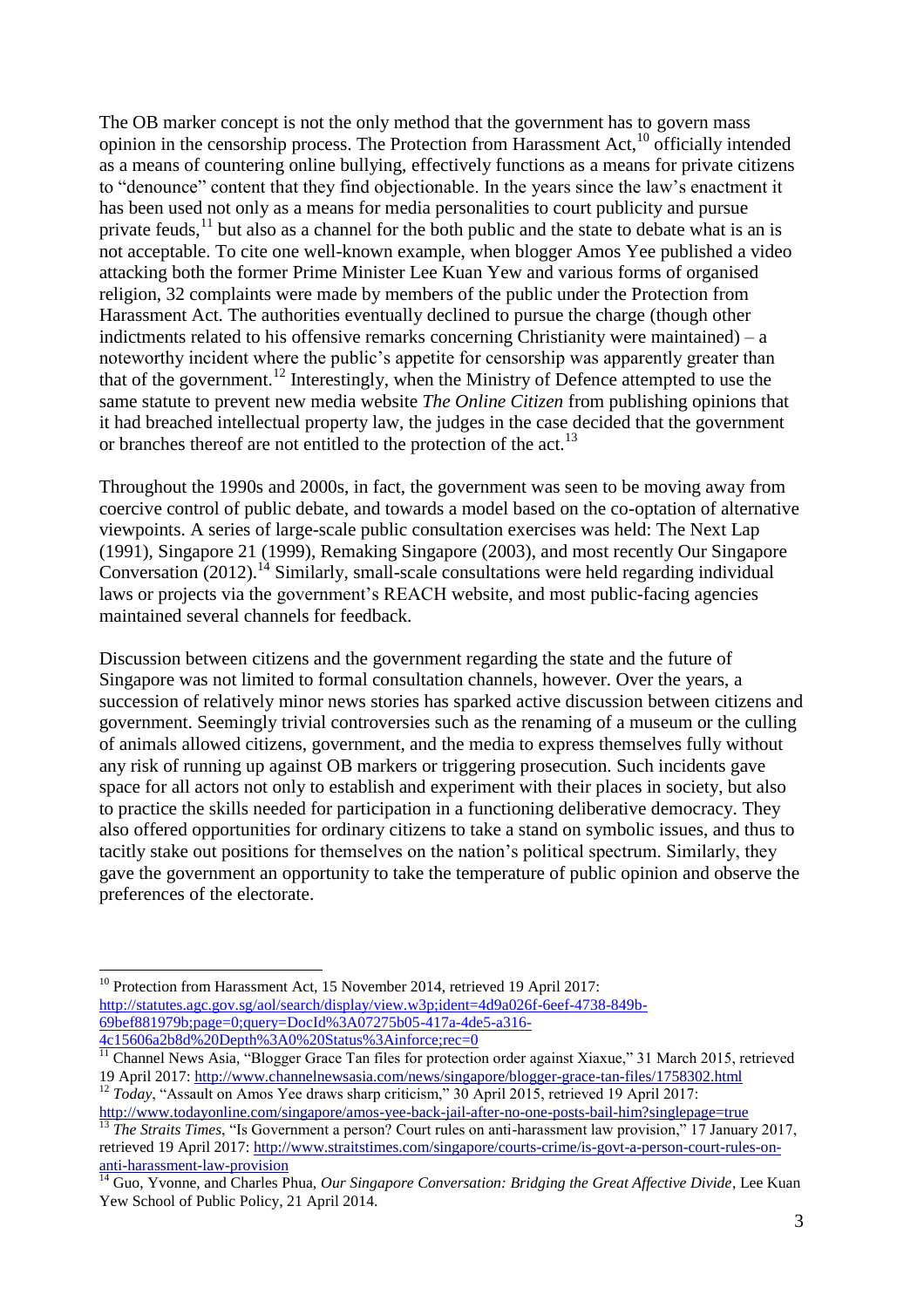The OB marker concept is not the only method that the government has to govern mass opinion in the censorship process. The Protection from Harassment Act,[10] officially intended as a means of countering online bullying, effectively functions as a means for private citizens to "denounce" content that they find objectionable. In the years since the law's enactment it has been used not only as a means for media personalities to court publicity and pursue private feuds,[11] but also as a channel for the both public and the state to debate what is an is not acceptable. To cite one well-known example, when blogger Amos Yee published a video attacking both the former Prime Minister Lee Kuan Yew and various forms of organised religion, 32 complaints were made by members of the public under the Protection from Harassment Act. The authorities eventually declined to pursue the charge (though other indictments related to his offensive remarks concerning Christianity were maintained) – a noteworthy incident where the public's appetite for censorship was apparently greater than that of the government.[12] Interestingly, when the Ministry of Defence attempted to use the same statute to prevent new media website *The Online Citizen* from publishing opinions that it had breached intellectual property law, the judges in the case decided that the government or branches thereof are not entitled to the protection of the act.[13]

Throughout the 1990s and 2000s, in fact, the government was seen to be moving away from coercive control of public debate, and towards a model based on the co-optation of alternative viewpoints. A series of large-scale public consultation exercises was held: The Next Lap (1991), Singapore 21 (1999), Remaking Singapore (2003), and most recently Our Singapore Conversation (2012).[14] Similarly, small-scale consultations were held regarding individual laws or projects via the government's REACH website, and most public-facing agencies maintained several channels for feedback.

Discussion between citizens and the government regarding the state and the future of Singapore was not limited to formal consultation channels, however. Over the years, a succession of relatively minor news stories has sparked active discussion between citizens and government. Seemingly trivial controversies such as the renaming of a museum or the culling of animals allowed citizens, government, and the media to express themselves fully without any risk of running up against OB markers or triggering prosecution. Such incidents gave space for all actors not only to establish and experiment with their places in society, but also to practice the skills needed for participation in a functioning deliberative democracy. They also offered opportunities for ordinary citizens to take a stand on symbolic issues, and thus to tacitly stake out positions for themselves on the nation's political spectrum. Similarly, they gave the government an opportunity to take the temperature of public opinion and observe the preferences of the electorate.

---

[10] Protection from Harassment Act, 15 November 2014, retrieved 19 April 2017: http://statutes.agc.gov.sg/aol/search/display/view.w3p;ident=4d9a026f-6eef-4738-849b-69bef881979b;page=0;query=DocId%3A07275b05-417a-4de5-a316-4c15606a2b8d%20Depth%3A0%20Status%3Ainforce;rec=0

[11] Channel News Asia, "Blogger Grace Tan files for protection order against Xiaxue," 31 March 2015, retrieved 19 April 2017: http://www.channelnewsasia.com/news/singapore/blogger-grace-tan-files/1758302.html

[12] *Today*, "Assault on Amos Yee draws sharp criticism," 30 April 2015, retrieved 19 April 2017: http://www.todayonline.com/singapore/amos-yee-back-jail-after-no-one-posts-bail-him?singlepage=true

[13] *The Straits Times*, "Is Government a person? Court rules on anti-harassment law provision," 17 January 2017, retrieved 19 April 2017: http://www.straitstimes.com/singapore/courts-crime/is-govt-a-person-court-rules-on-anti-harassment-law-provision

[14] Guo, Yvonne, and Charles Phua, *Our Singapore Conversation: Bridging the Great Affective Divide*, Lee Kuan Yew School of Public Policy, 21 April 2014.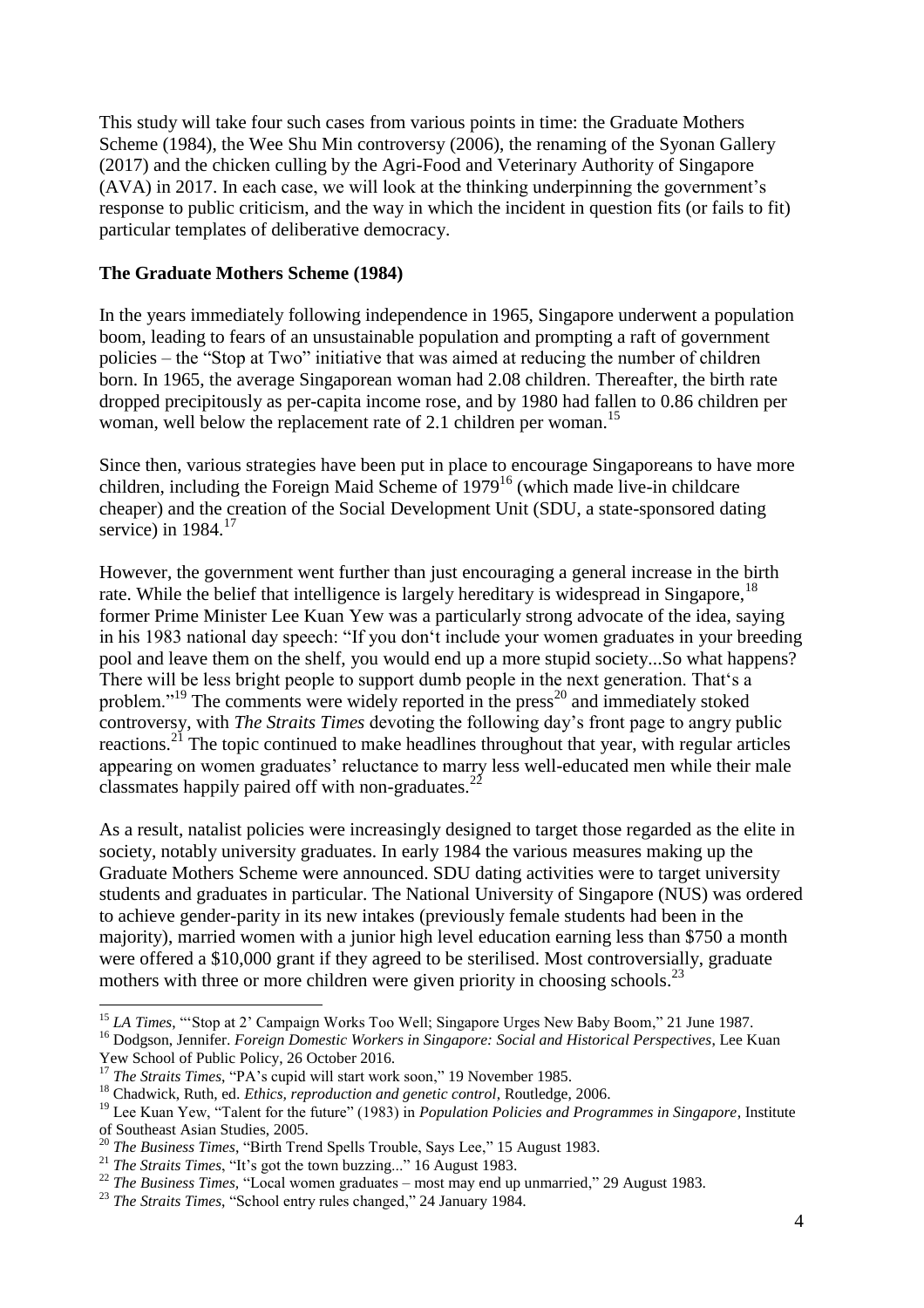This study will take four such cases from various points in time: the Graduate Mothers Scheme (1984), the Wee Shu Min controversy (2006), the renaming of the Syonan Gallery (2017) and the chicken culling by the Agri-Food and Veterinary Authority of Singapore (AVA) in 2017. In each case, we will look at the thinking underpinning the government's response to public criticism, and the way in which the incident in question fits (or fails to fit) particular templates of deliberative democracy.

**The Graduate Mothers Scheme (1984)**

In the years immediately following independence in 1965, Singapore underwent a population boom, leading to fears of an unsustainable population and prompting a raft of government policies – the "Stop at Two" initiative that was aimed at reducing the number of children born. In 1965, the average Singaporean woman had 2.08 children. Thereafter, the birth rate dropped precipitously as per-capita income rose, and by 1980 had fallen to 0.86 children per woman, well below the replacement rate of 2.1 children per woman.[15]

Since then, various strategies have been put in place to encourage Singaporeans to have more children, including the Foreign Maid Scheme of 1979[16] (which made live-in childcare cheaper) and the creation of the Social Development Unit (SDU, a state-sponsored dating service) in 1984.[17]

However, the government went further than just encouraging a general increase in the birth rate. While the belief that intelligence is largely hereditary is widespread in Singapore,[18] former Prime Minister Lee Kuan Yew was a particularly strong advocate of the idea, saying in his 1983 national day speech: "If you don't include your women graduates in your breeding pool and leave them on the shelf, you would end up a more stupid society...So what happens? There will be less bright people to support dumb people in the next generation. That's a problem."[19] The comments were widely reported in the press[20] and immediately stoked controversy, with *The Straits Times* devoting the following day's front page to angry public reactions.[21] The topic continued to make headlines throughout that year, with regular articles appearing on women graduates' reluctance to marry less well-educated men while their male classmates happily paired off with non-graduates.[22]

As a result, natalist policies were increasingly designed to target those regarded as the elite in society, notably university graduates. In early 1984 the various measures making up the Graduate Mothers Scheme were announced. SDU dating activities were to target university students and graduates in particular. The National University of Singapore (NUS) was ordered to achieve gender-parity in its new intakes (previously female students had been in the majority), married women with a junior high level education earning less than $750 a month were offered a $10,000 grant if they agreed to be sterilised. Most controversially, graduate mothers with three or more children were given priority in choosing schools.[23]

---

[15] *LA Times*, "'Stop at 2' Campaign Works Too Well; Singapore Urges New Baby Boom," 21 June 1987.

[16] Dodgson, Jennifer. *Foreign Domestic Workers in Singapore: Social and Historical Perspectives*, Lee Kuan Yew School of Public Policy, 26 October 2016.

[17] *The Straits Times*, "PA's cupid will start work soon," 19 November 1985.

[18] Chadwick, Ruth, ed. *Ethics, reproduction and genetic control*, Routledge, 2006.

[19] Lee Kuan Yew, "Talent for the future" (1983) in *Population Policies and Programmes in Singapore*, Institute of Southeast Asian Studies, 2005.

[20] *The Business Times*, "Birth Trend Spells Trouble, Says Lee," 15 August 1983.

[21] *The Straits Times*, "It's got the town buzzing..." 16 August 1983.

[22] *The Business Times*, "Local women graduates – most may end up unmarried," 29 August 1983.

[23] *The Straits Times*, "School entry rules changed," 24 January 1984.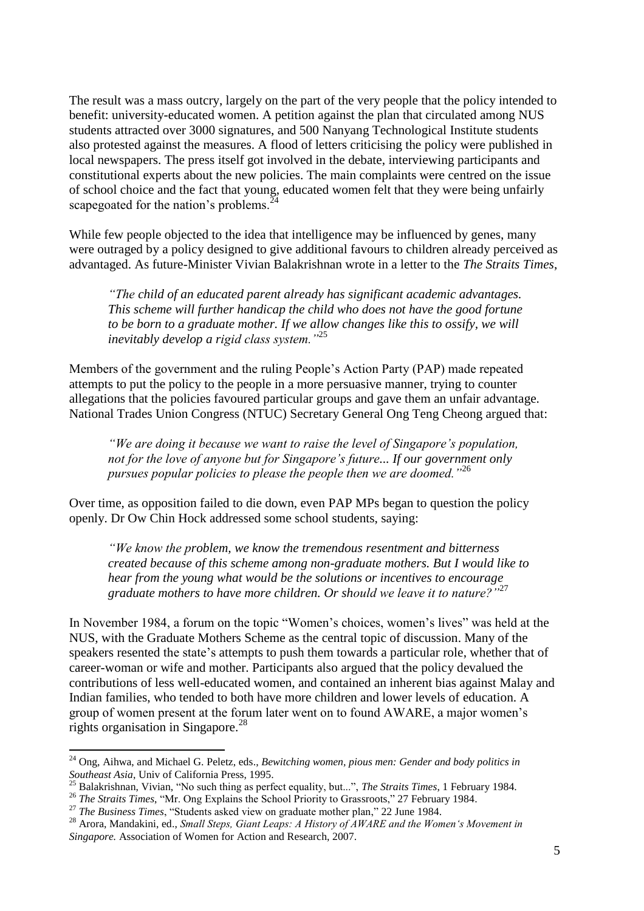The result was a mass outcry, largely on the part of the very people that the policy intended to benefit: university-educated women. A petition against the plan that circulated among NUS students attracted over 3000 signatures, and 500 Nanyang Technological Institute students also protested against the measures. A flood of letters criticising the policy were published in local newspapers. The press itself got involved in the debate, interviewing participants and constitutional experts about the new policies. The main complaints were centred on the issue of school choice and the fact that young, educated women felt that they were being unfairly scapegoated for the nation's problems.[24]

While few people objected to the idea that intelligence may be influenced by genes, many were outraged by a policy designed to give additional favours to children already perceived as advantaged. As future-Minister Vivian Balakrishnan wrote in a letter to the *The Straits Times*,

> *"The child of an educated parent already has significant academic advantages. This scheme will further handicap the child who does not have the good fortune to be born to a graduate mother. If we allow changes like this to ossify, we will inevitably develop a rigid class system."*[25]

Members of the government and the ruling People's Action Party (PAP) made repeated attempts to put the policy to the people in a more persuasive manner, trying to counter allegations that the policies favoured particular groups and gave them an unfair advantage. National Trades Union Congress (NTUC) Secretary General Ong Teng Cheong argued that:

> *"We are doing it because we want to raise the level of Singapore's population, not for the love of anyone but for Singapore's future... If our government only pursues popular policies to please the people then we are doomed."*[26]

Over time, as opposition failed to die down, even PAP MPs began to question the policy openly. Dr Ow Chin Hock addressed some school students, saying:

> *"We know the problem, we know the tremendous resentment and bitterness created because of this scheme among non-graduate mothers. But I would like to hear from the young what would be the solutions or incentives to encourage graduate mothers to have more children. Or should we leave it to nature?"*[27]

In November 1984, a forum on the topic "Women's choices, women's lives" was held at the NUS, with the Graduate Mothers Scheme as the central topic of discussion. Many of the speakers resented the state's attempts to push them towards a particular role, whether that of career-woman or wife and mother. Participants also argued that the policy devalued the contributions of less well-educated women, and contained an inherent bias against Malay and Indian families, who tended to both have more children and lower levels of education. A group of women present at the forum later went on to found AWARE, a major women's rights organisation in Singapore.[28]

---

[24] Ong, Aihwa, and Michael G. Peletz, eds., *Bewitching women, pious men: Gender and body politics in Southeast Asia*, Univ of California Press, 1995.

[25] Balakrishnan, Vivian, "No such thing as perfect equality, but...", *The Straits Times*, 1 February 1984.

[26] *The Straits Times*, "Mr. Ong Explains the School Priority to Grassroots," 27 February 1984.

[27] *The Business Times*, "Students asked view on graduate mother plan," 22 June 1984.

[28] Arora, Mandakini, ed., *Small Steps, Giant Leaps: A History of AWARE and the Women's Movement in Singapore.* Association of Women for Action and Research, 2007.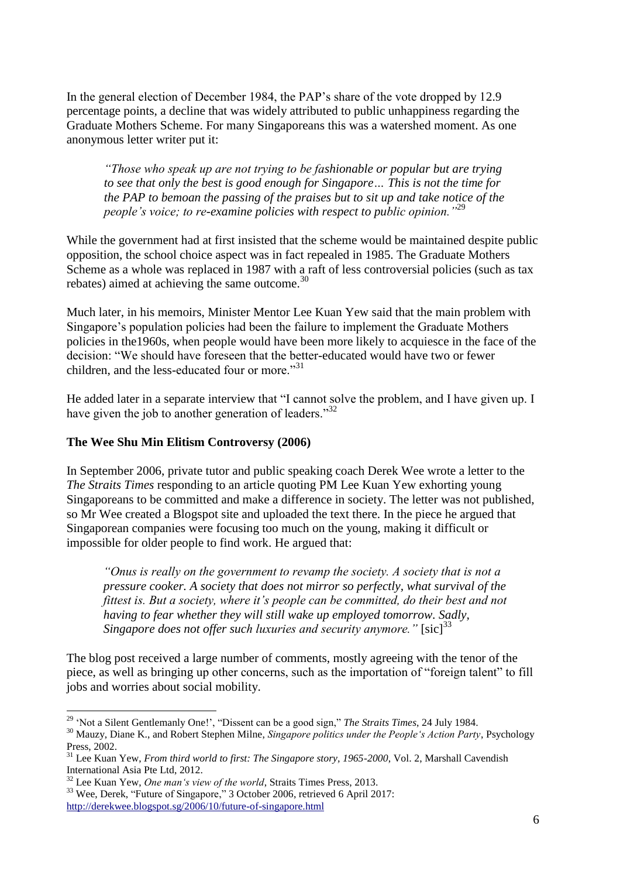In the general election of December 1984, the PAP's share of the vote dropped by 12.9 percentage points, a decline that was widely attributed to public unhappiness regarding the Graduate Mothers Scheme. For many Singaporeans this was a watershed moment. As one anonymous letter writer put it:

> *"Those who speak up are not trying to be fashionable or popular but are trying to see that only the best is good enough for Singapore… This is not the time for the PAP to bemoan the passing of the praises but to sit up and take notice of the people's voice; to re-examine policies with respect to public opinion."*[29]

While the government had at first insisted that the scheme would be maintained despite public opposition, the school choice aspect was in fact repealed in 1985. The Graduate Mothers Scheme as a whole was replaced in 1987 with a raft of less controversial policies (such as tax rebates) aimed at achieving the same outcome.[30]

Much later, in his memoirs, Minister Mentor Lee Kuan Yew said that the main problem with Singapore's population policies had been the failure to implement the Graduate Mothers policies in the1960s, when people would have been more likely to acquiesce in the face of the decision: "We should have foreseen that the better-educated would have two or fewer children, and the less-educated four or more."[31]

He added later in a separate interview that "I cannot solve the problem, and I have given up. I have given the job to another generation of leaders."[32]

**The Wee Shu Min Elitism Controversy (2006)**

In September 2006, private tutor and public speaking coach Derek Wee wrote a letter to the *The Straits Times* responding to an article quoting PM Lee Kuan Yew exhorting young Singaporeans to be committed and make a difference in society. The letter was not published, so Mr Wee created a Blogspot site and uploaded the text there. In the piece he argued that Singaporean companies were focusing too much on the young, making it difficult or impossible for older people to find work. He argued that:

> *"Onus is really on the government to revamp the society. A society that is not a pressure cooker. A society that does not mirror so perfectly, what survival of the fittest is. But a society, where it's people can be committed, do their best and not having to fear whether they will still wake up employed tomorrow. Sadly, Singapore does not offer such luxuries and security anymore."* [sic][33]

The blog post received a large number of comments, mostly agreeing with the tenor of the piece, as well as bringing up other concerns, such as the importation of "foreign talent" to fill jobs and worries about social mobility.

---

[29] 'Not a Silent Gentlemanly One!', "Dissent can be a good sign," *The Straits Times*, 24 July 1984.

[30] Mauzy, Diane K., and Robert Stephen Milne, *Singapore politics under the People's Action Party*, Psychology Press, 2002.

[31] Lee Kuan Yew, *From third world to first: The Singapore story, 1965-2000*, Vol. 2, Marshall Cavendish International Asia Pte Ltd, 2012.

[32] Lee Kuan Yew, *One man's view of the world*, Straits Times Press, 2013.

[33] Wee, Derek, "Future of Singapore," 3 October 2006, retrieved 6 April 2017: http://derekwee.blogspot.sg/2006/10/future-of-singapore.html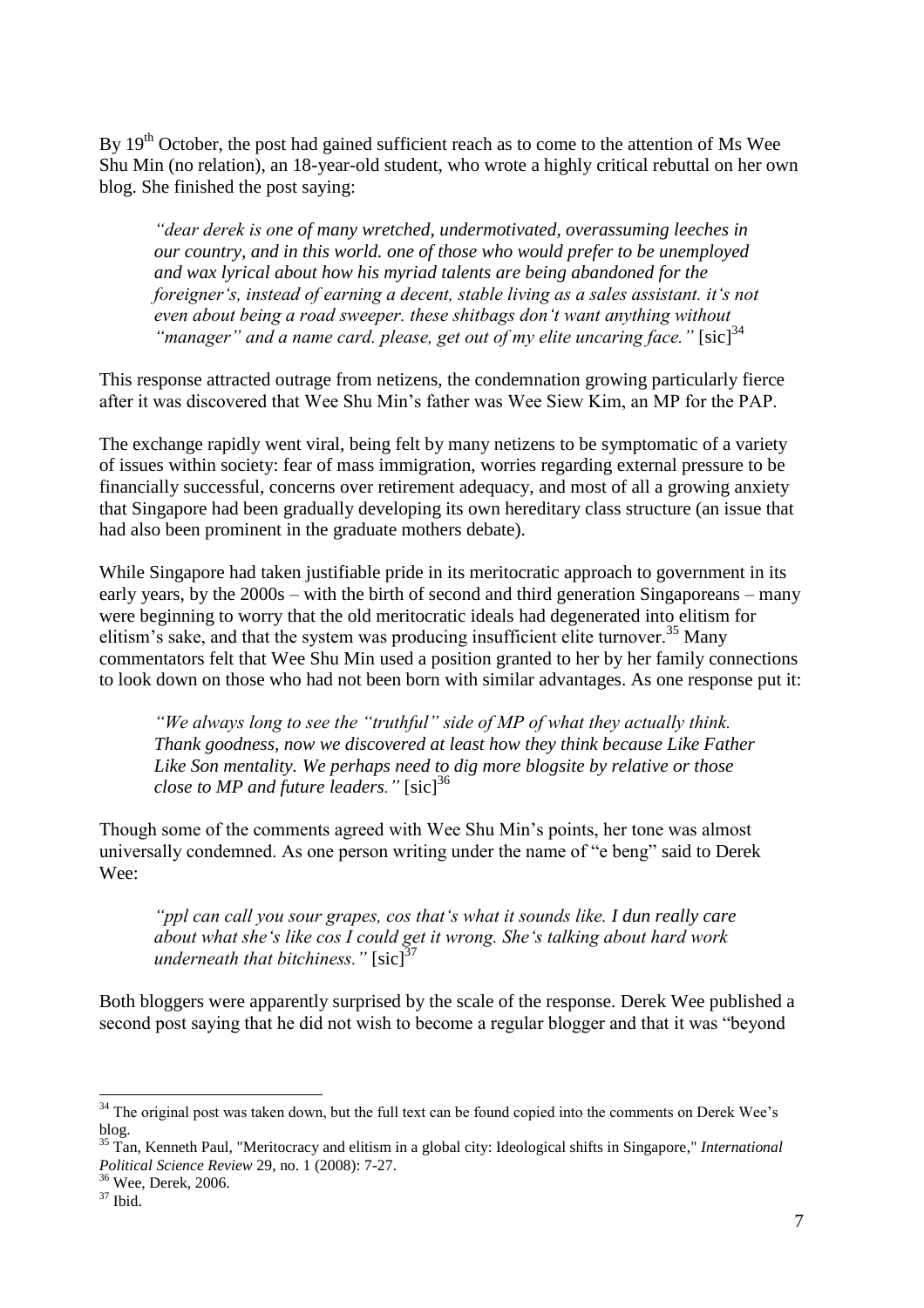By 19th October, the post had gained sufficient reach as to come to the attention of Ms Wee Shu Min (no relation), an 18-year-old student, who wrote a highly critical rebuttal on her own blog. She finished the post saying:

> *"dear derek is one of many wretched, undermotivated, overassuming leeches in our country, and in this world. one of those who would prefer to be unemployed and wax lyrical about how his myriad talents are being abandoned for the foreigner's, instead of earning a decent, stable living as a sales assistant. it's not even about being a road sweeper. these shitbags don't want anything without "manager" and a name card. please, get out of my elite uncaring face."* [sic][34]

This response attracted outrage from netizens, the condemnation growing particularly fierce after it was discovered that Wee Shu Min's father was Wee Siew Kim, an MP for the PAP.

The exchange rapidly went viral, being felt by many netizens to be symptomatic of a variety of issues within society: fear of mass immigration, worries regarding external pressure to be financially successful, concerns over retirement adequacy, and most of all a growing anxiety that Singapore had been gradually developing its own hereditary class structure (an issue that had also been prominent in the graduate mothers debate).

While Singapore had taken justifiable pride in its meritocratic approach to government in its early years, by the 2000s – with the birth of second and third generation Singaporeans – many were beginning to worry that the old meritocratic ideals had degenerated into elitism for elitism's sake, and that the system was producing insufficient elite turnover.[35] Many commentators felt that Wee Shu Min used a position granted to her by her family connections to look down on those who had not been born with similar advantages. As one response put it:

> *"We always long to see the "truthful" side of MP of what they actually think. Thank goodness, now we discovered at least how they think because Like Father Like Son mentality. We perhaps need to dig more blogsite by relative or those close to MP and future leaders."* [sic][36]

Though some of the comments agreed with Wee Shu Min's points, her tone was almost universally condemned. As one person writing under the name of "e beng" said to Derek Wee:

> *"ppl can call you sour grapes, cos that's what it sounds like. I dun really care about what she's like cos I could get it wrong. She's talking about hard work underneath that bitchiness."* [sic][37]

Both bloggers were apparently surprised by the scale of the response. Derek Wee published a second post saying that he did not wish to become a regular blogger and that it was "beyond

---

[34] The original post was taken down, but the full text can be found copied into the comments on Derek Wee's blog.

[35] Tan, Kenneth Paul, "Meritocracy and elitism in a global city: Ideological shifts in Singapore," *International Political Science Review* 29, no. 1 (2008): 7-27.

[36] Wee, Derek, 2006.

[37] Ibid.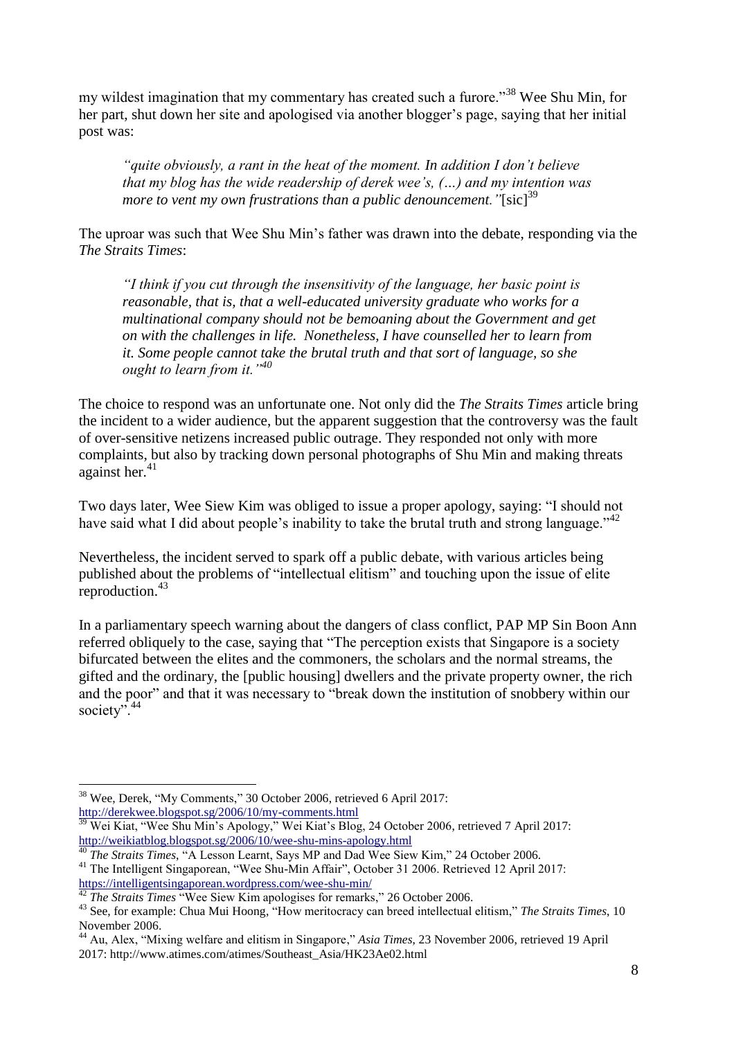my wildest imagination that my commentary has created such a furore."[38] Wee Shu Min, for her part, shut down her site and apologised via another blogger's page, saying that her initial post was:

> *"quite obviously, a rant in the heat of the moment. In addition I don't believe that my blog has the wide readership of derek wee's, (…) and my intention was more to vent my own frustrations than a public denouncement."*[sic][39]

The uproar was such that Wee Shu Min's father was drawn into the debate, responding via the *The Straits Times*:

> *"I think if you cut through the insensitivity of the language, her basic point is reasonable, that is, that a well-educated university graduate who works for a multinational company should not be bemoaning about the Government and get on with the challenges in life. Nonetheless, I have counselled her to learn from it. Some people cannot take the brutal truth and that sort of language, so she ought to learn from it."*[40]

The choice to respond was an unfortunate one. Not only did the *The Straits Times* article bring the incident to a wider audience, but the apparent suggestion that the controversy was the fault of over-sensitive netizens increased public outrage. They responded not only with more complaints, but also by tracking down personal photographs of Shu Min and making threats against her.[41]

Two days later, Wee Siew Kim was obliged to issue a proper apology, saying: "I should not have said what I did about people's inability to take the brutal truth and strong language."[42]

Nevertheless, the incident served to spark off a public debate, with various articles being published about the problems of "intellectual elitism" and touching upon the issue of elite reproduction.[43]

In a parliamentary speech warning about the dangers of class conflict, PAP MP Sin Boon Ann referred obliquely to the case, saying that "The perception exists that Singapore is a society bifurcated between the elites and the commoners, the scholars and the normal streams, the gifted and the ordinary, the [public housing] dwellers and the private property owner, the rich and the poor" and that it was necessary to "break down the institution of snobbery within our society".[44]

---

[38] Wee, Derek, "My Comments," 30 October 2006, retrieved 6 April 2017: http://derekwee.blogspot.sg/2006/10/my-comments.html

[39] Wei Kiat, "Wee Shu Min's Apology," Wei Kiat's Blog, 24 October 2006, retrieved 7 April 2017: http://weikiatblog.blogspot.sg/2006/10/wee-shu-mins-apology.html

[40] *The Straits Times*, "A Lesson Learnt, Says MP and Dad Wee Siew Kim," 24 October 2006.

[41] The Intelligent Singaporean, "Wee Shu-Min Affair", October 31 2006. Retrieved 12 April 2017: https://intelligentsingaporean.wordpress.com/wee-shu-min/

[42] *The Straits Times* "Wee Siew Kim apologises for remarks," 26 October 2006.

[43] See, for example: Chua Mui Hoong, "How meritocracy can breed intellectual elitism," *The Straits Times*, 10 November 2006.

[44] Au, Alex, "Mixing welfare and elitism in Singapore," *Asia Times*, 23 November 2006, retrieved 19 April 2017: http://www.atimes.com/atimes/Southeast_Asia/HK23Ae02.html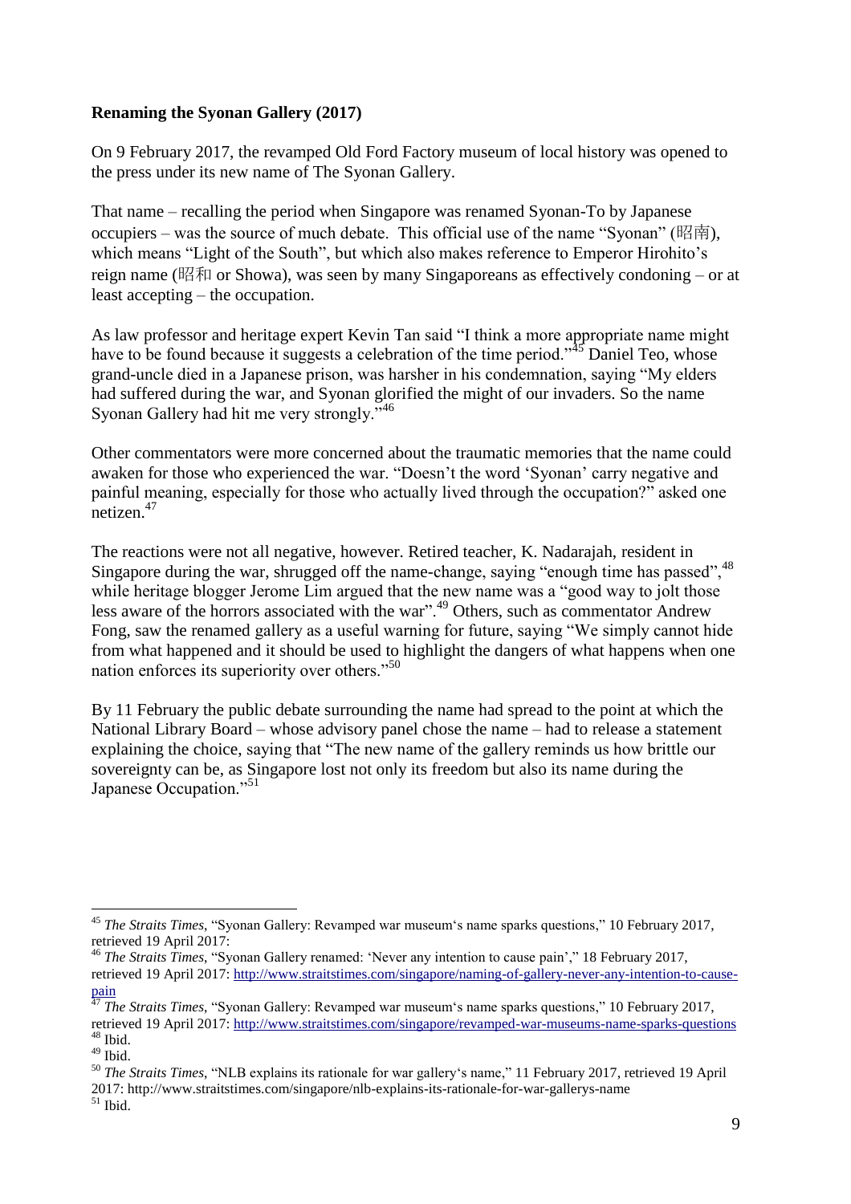**Renaming the Syonan Gallery (2017)**

On 9 February 2017, the revamped Old Ford Factory museum of local history was opened to the press under its new name of The Syonan Gallery.

That name – recalling the period when Singapore was renamed Syonan-To by Japanese occupiers – was the source of much debate. This official use of the name "Syonan" (昭南), which means "Light of the South", but which also makes reference to Emperor Hirohito's reign name (昭和 or Showa), was seen by many Singaporeans as effectively condoning – or at least accepting – the occupation.

As law professor and heritage expert Kevin Tan said "I think a more appropriate name might have to be found because it suggests a celebration of the time period."[45] Daniel Teo, whose grand-uncle died in a Japanese prison, was harsher in his condemnation, saying "My elders had suffered during the war, and Syonan glorified the might of our invaders. So the name Syonan Gallery had hit me very strongly."[46]

Other commentators were more concerned about the traumatic memories that the name could awaken for those who experienced the war. "Doesn't the word 'Syonan' carry negative and painful meaning, especially for those who actually lived through the occupation?" asked one netizen.[47]

The reactions were not all negative, however. Retired teacher, K. Nadarajah, resident in Singapore during the war, shrugged off the name-change, saying "enough time has passed",[48] while heritage blogger Jerome Lim argued that the new name was a "good way to jolt those less aware of the horrors associated with the war".[49] Others, such as commentator Andrew Fong, saw the renamed gallery as a useful warning for future, saying "We simply cannot hide from what happened and it should be used to highlight the dangers of what happens when one nation enforces its superiority over others."[50]

By 11 February the public debate surrounding the name had spread to the point at which the National Library Board – whose advisory panel chose the name – had to release a statement explaining the choice, saying that "The new name of the gallery reminds us how brittle our sovereignty can be, as Singapore lost not only its freedom but also its name during the Japanese Occupation."[51]

---

[45] *The Straits Times*, "Syonan Gallery: Revamped war museum's name sparks questions," 10 February 2017, retrieved 19 April 2017:

[46] *The Straits Times*, "Syonan Gallery renamed: 'Never any intention to cause pain'," 18 February 2017, retrieved 19 April 2017: http://www.straitstimes.com/singapore/naming-of-gallery-never-any-intention-to-cause-pain

[47] *The Straits Times*, "Syonan Gallery: Revamped war museum's name sparks questions," 10 February 2017, retrieved 19 April 2017: http://www.straitstimes.com/singapore/revamped-war-museums-name-sparks-questions

[48] Ibid.

[49] Ibid.

[50] *The Straits Times*, "NLB explains its rationale for war gallery's name," 11 February 2017, retrieved 19 April 2017: http://www.straitstimes.com/singapore/nlb-explains-its-rationale-for-war-gallerys-name

[51] Ibid.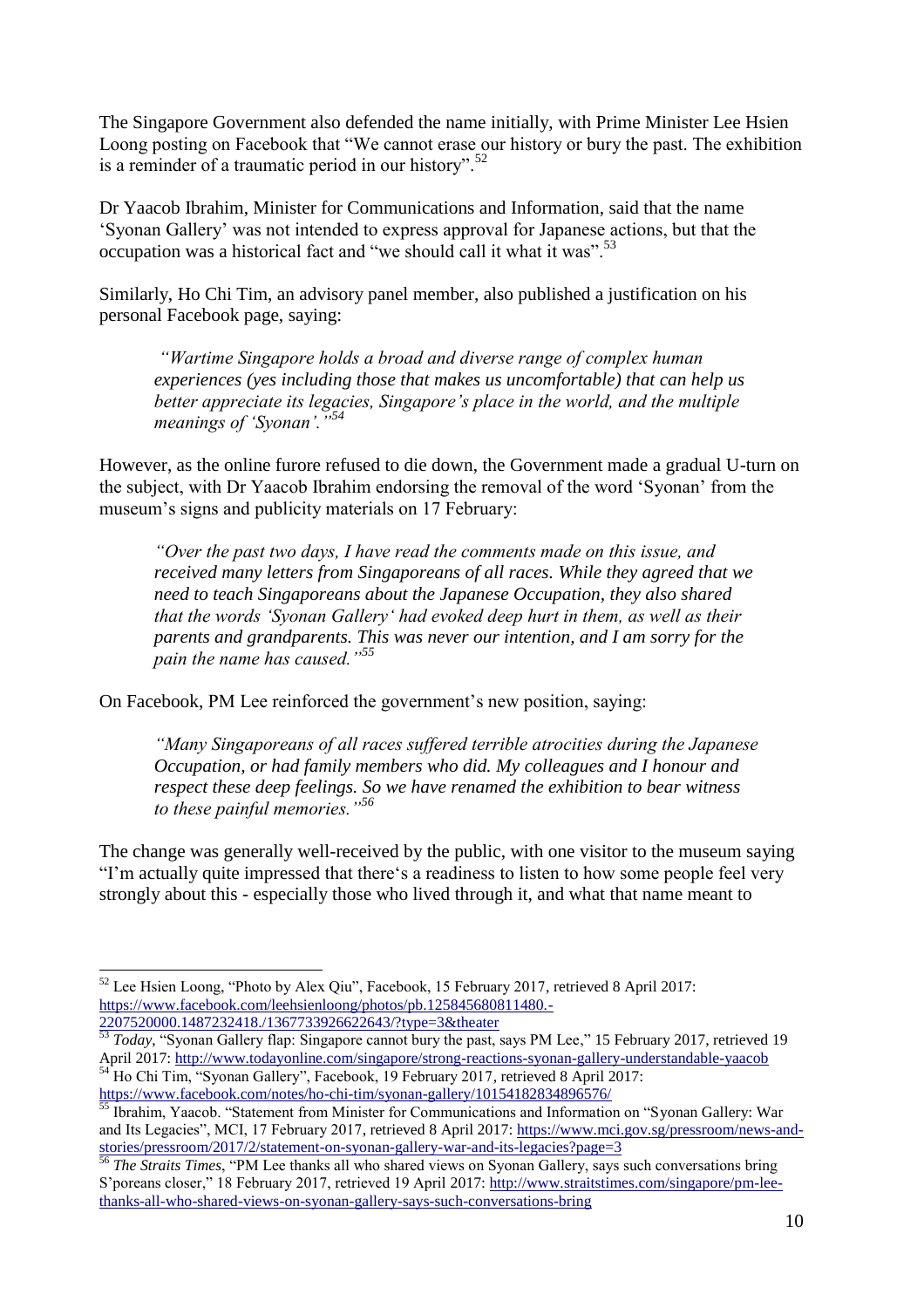The Singapore Government also defended the name initially, with Prime Minister Lee Hsien Loong posting on Facebook that "We cannot erase our history or bury the past. The exhibition is a reminder of a traumatic period in our history".[52]

Dr Yaacob Ibrahim, Minister for Communications and Information, said that the name 'Syonan Gallery' was not intended to express approval for Japanese actions, but that the occupation was a historical fact and "we should call it what it was".[53]

Similarly, Ho Chi Tim, an advisory panel member, also published a justification on his personal Facebook page, saying:

> *"Wartime Singapore holds a broad and diverse range of complex human experiences (yes including those that makes us uncomfortable) that can help us better appreciate its legacies, Singapore's place in the world, and the multiple meanings of 'Syonan'."*[54]

However, as the online furore refused to die down, the Government made a gradual U-turn on the subject, with Dr Yaacob Ibrahim endorsing the removal of the word 'Syonan' from the museum's signs and publicity materials on 17 February:

> *"Over the past two days, I have read the comments made on this issue, and received many letters from Singaporeans of all races. While they agreed that we need to teach Singaporeans about the Japanese Occupation, they also shared that the words 'Syonan Gallery' had evoked deep hurt in them, as well as their parents and grandparents. This was never our intention, and I am sorry for the pain the name has caused."*[55]

On Facebook, PM Lee reinforced the government's new position, saying:

> *"Many Singaporeans of all races suffered terrible atrocities during the Japanese Occupation, or had family members who did. My colleagues and I honour and respect these deep feelings. So we have renamed the exhibition to bear witness to these painful memories."*[56]

The change was generally well-received by the public, with one visitor to the museum saying "I'm actually quite impressed that there's a readiness to listen to how some people feel very strongly about this - especially those who lived through it, and what that name meant to

---

[52] Lee Hsien Loong, "Photo by Alex Qiu", Facebook, 15 February 2017, retrieved 8 April 2017: https://www.facebook.com/leehsienloong/photos/pb.125845680811480.-2207520000.1487232418./1367733926622643/?type=3&theater

[53] *Today*, "Syonan Gallery flap: Singapore cannot bury the past, says PM Lee," 15 February 2017, retrieved 19 April 2017: http://www.todayonline.com/singapore/strong-reactions-syonan-gallery-understandable-yaacob

[54] Ho Chi Tim, "Syonan Gallery", Facebook, 19 February 2017, retrieved 8 April 2017: https://www.facebook.com/notes/ho-chi-tim/syonan-gallery/10154182834896576/

[55] Ibrahim, Yaacob. "Statement from Minister for Communications and Information on "Syonan Gallery: War and Its Legacies", MCI, 17 February 2017, retrieved 8 April 2017: https://www.mci.gov.sg/pressroom/news-and-stories/pressroom/2017/2/statement-on-syonan-gallery-war-and-its-legacies?page=3

[56] *The Straits Times*, "PM Lee thanks all who shared views on Syonan Gallery, says such conversations bring S'poreans closer," 18 February 2017, retrieved 19 April 2017: http://www.straitstimes.com/singapore/pm-lee-thanks-all-who-shared-views-on-syonan-gallery-says-such-conversations-bring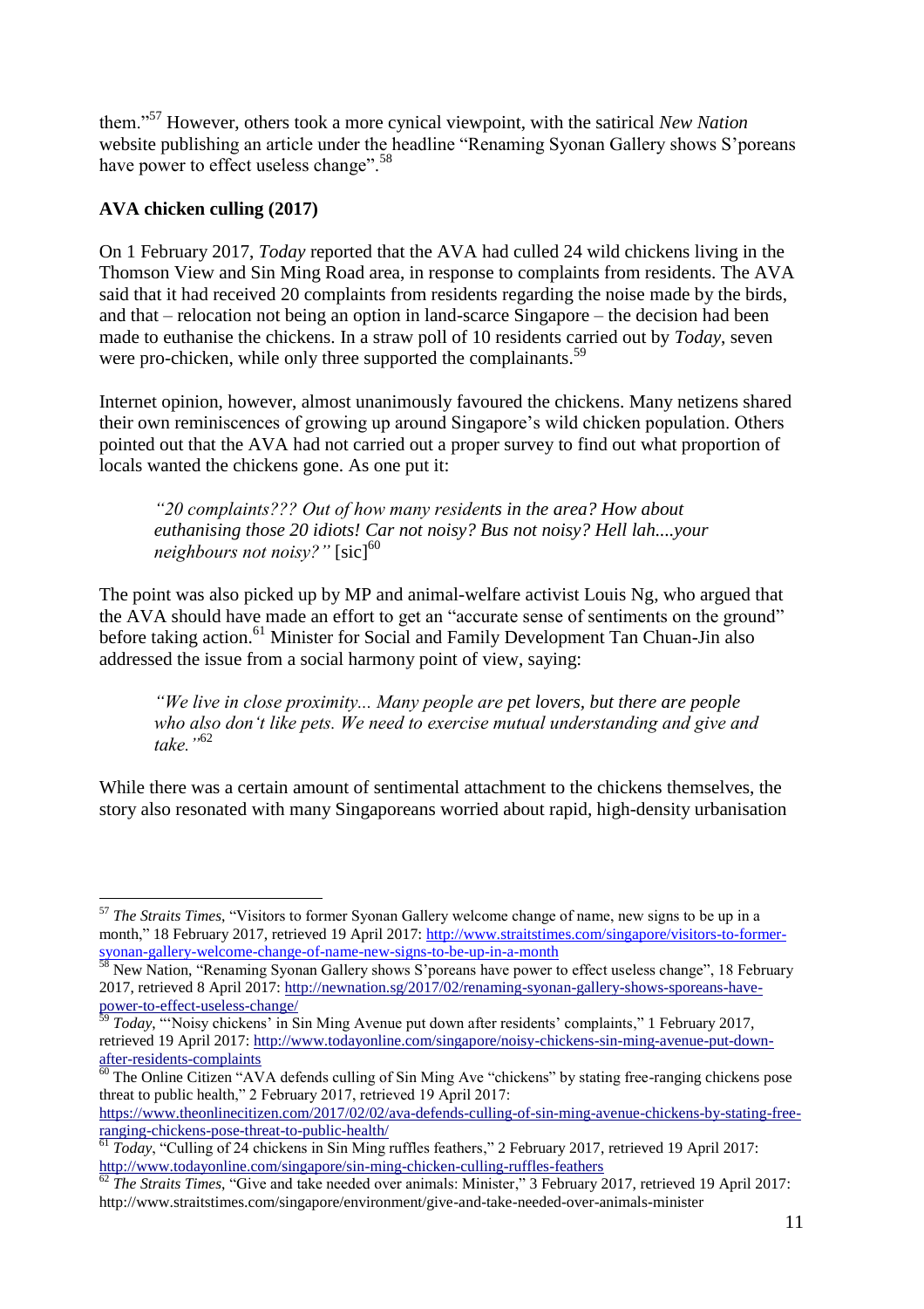them."[57] However, others took a more cynical viewpoint, with the satirical *New Nation* website publishing an article under the headline "Renaming Syonan Gallery shows S'poreans have power to effect useless change".[58]

**AVA chicken culling (2017)**

On 1 February 2017, *Today* reported that the AVA had culled 24 wild chickens living in the Thomson View and Sin Ming Road area, in response to complaints from residents. The AVA said that it had received 20 complaints from residents regarding the noise made by the birds, and that – relocation not being an option in land-scarce Singapore – the decision had been made to euthanise the chickens. In a straw poll of 10 residents carried out by *Today*, seven were pro-chicken, while only three supported the complainants.[59]

Internet opinion, however, almost unanimously favoured the chickens. Many netizens shared their own reminiscences of growing up around Singapore's wild chicken population. Others pointed out that the AVA had not carried out a proper survey to find out what proportion of locals wanted the chickens gone. As one put it:

> *"20 complaints??? Out of how many residents in the area? How about euthanising those 20 idiots! Car not noisy? Bus not noisy? Hell lah....your neighbours not noisy?"* [sic][60]

The point was also picked up by MP and animal-welfare activist Louis Ng, who argued that the AVA should have made an effort to get an "accurate sense of sentiments on the ground" before taking action.[61] Minister for Social and Family Development Tan Chuan-Jin also addressed the issue from a social harmony point of view, saying:

> *"We live in close proximity... Many people are pet lovers, but there are people who also don't like pets. We need to exercise mutual understanding and give and take."*[62]

While there was a certain amount of sentimental attachment to the chickens themselves, the story also resonated with many Singaporeans worried about rapid, high-density urbanisation

---

[57] *The Straits Times*, "Visitors to former Syonan Gallery welcome change of name, new signs to be up in a month," 18 February 2017, retrieved 19 April 2017: http://www.straitstimes.com/singapore/visitors-to-former-syonan-gallery-welcome-change-of-name-new-signs-to-be-up-in-a-month

[58] New Nation, "Renaming Syonan Gallery shows S'poreans have power to effect useless change", 18 February 2017, retrieved 8 April 2017: http://newnation.sg/2017/02/renaming-syonan-gallery-shows-sporeans-have-power-to-effect-useless-change/

[59] *Today*, "'Noisy chickens' in Sin Ming Avenue put down after residents' complaints," 1 February 2017, retrieved 19 April 2017: http://www.todayonline.com/singapore/noisy-chickens-sin-ming-avenue-put-down-after-residents-complaints

[60] The Online Citizen "AVA defends culling of Sin Ming Ave "chickens" by stating free-ranging chickens pose threat to public health," 2 February 2017, retrieved 19 April 2017: https://www.theonlinecitizen.com/2017/02/02/ava-defends-culling-of-sin-ming-avenue-chickens-by-stating-free-ranging-chickens-pose-threat-to-public-health/

[61] *Today*, "Culling of 24 chickens in Sin Ming ruffles feathers," 2 February 2017, retrieved 19 April 2017: http://www.todayonline.com/singapore/sin-ming-chicken-culling-ruffles-feathers

[62] *The Straits Times*, "Give and take needed over animals: Minister," 3 February 2017, retrieved 19 April 2017: http://www.straitstimes.com/singapore/environment/give-and-take-needed-over-animals-minister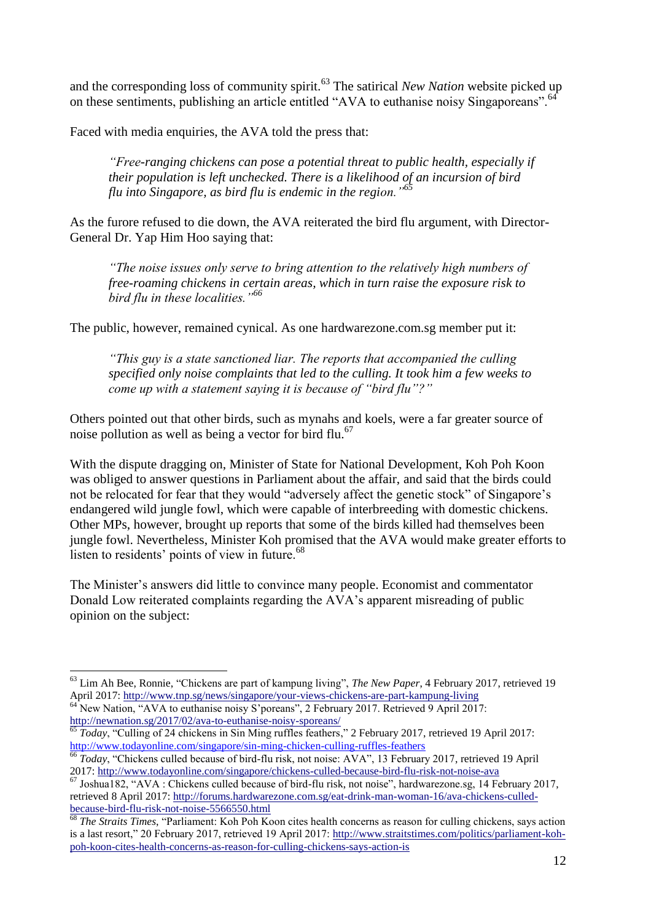and the corresponding loss of community spirit.[63] The satirical *New Nation* website picked up on these sentiments, publishing an article entitled "AVA to euthanise noisy Singaporeans".[64]

Faced with media enquiries, the AVA told the press that:

> *"Free-ranging chickens can pose a potential threat to public health, especially if their population is left unchecked. There is a likelihood of an incursion of bird flu into Singapore, as bird flu is endemic in the region."*[65]

As the furore refused to die down, the AVA reiterated the bird flu argument, with Director-General Dr. Yap Him Hoo saying that:

> *"The noise issues only serve to bring attention to the relatively high numbers of free-roaming chickens in certain areas, which in turn raise the exposure risk to bird flu in these localities."*[66]

The public, however, remained cynical. As one hardwarezone.com.sg member put it:

> *"This guy is a state sanctioned liar. The reports that accompanied the culling specified only noise complaints that led to the culling. It took him a few weeks to come up with a statement saying it is because of "bird flu"?"*

Others pointed out that other birds, such as mynahs and koels, were a far greater source of noise pollution as well as being a vector for bird flu.[67]

With the dispute dragging on, Minister of State for National Development, Koh Poh Koon was obliged to answer questions in Parliament about the affair, and said that the birds could not be relocated for fear that they would "adversely affect the genetic stock" of Singapore's endangered wild jungle fowl, which were capable of interbreeding with domestic chickens. Other MPs, however, brought up reports that some of the birds killed had themselves been jungle fowl. Nevertheless, Minister Koh promised that the AVA would make greater efforts to listen to residents' points of view in future.[68]

The Minister's answers did little to convince many people. Economist and commentator Donald Low reiterated complaints regarding the AVA's apparent misreading of public opinion on the subject:

---

[63] Lim Ah Bee, Ronnie, "Chickens are part of kampung living", *The New Paper*, 4 February 2017, retrieved 19 April 2017: http://www.tnp.sg/news/singapore/your-views-chickens-are-part-kampung-living

[64] New Nation, "AVA to euthanise noisy S'poreans", 2 February 2017. Retrieved 9 April 2017: http://newnation.sg/2017/02/ava-to-euthanise-noisy-sporeans/

[65] *Today*, "Culling of 24 chickens in Sin Ming ruffles feathers," 2 February 2017, retrieved 19 April 2017: http://www.todayonline.com/singapore/sin-ming-chicken-culling-ruffles-feathers

[66] *Today*, "Chickens culled because of bird-flu risk, not noise: AVA", 13 February 2017, retrieved 19 April 2017: http://www.todayonline.com/singapore/chickens-culled-because-bird-flu-risk-not-noise-ava

[67] Joshua182, "AVA : Chickens culled because of bird-flu risk, not noise", hardwarezone.sg, 14 February 2017, retrieved 8 April 2017: http://forums.hardwarezone.com.sg/eat-drink-man-woman-16/ava-chickens-culled-because-bird-flu-risk-not-noise-5566550.html

[68] *The Straits Times*, "Parliament: Koh Poh Koon cites health concerns as reason for culling chickens, says action is a last resort," 20 February 2017, retrieved 19 April 2017: http://www.straitstimes.com/politics/parliament-koh-poh-koon-cites-health-concerns-as-reason-for-culling-chickens-says-action-is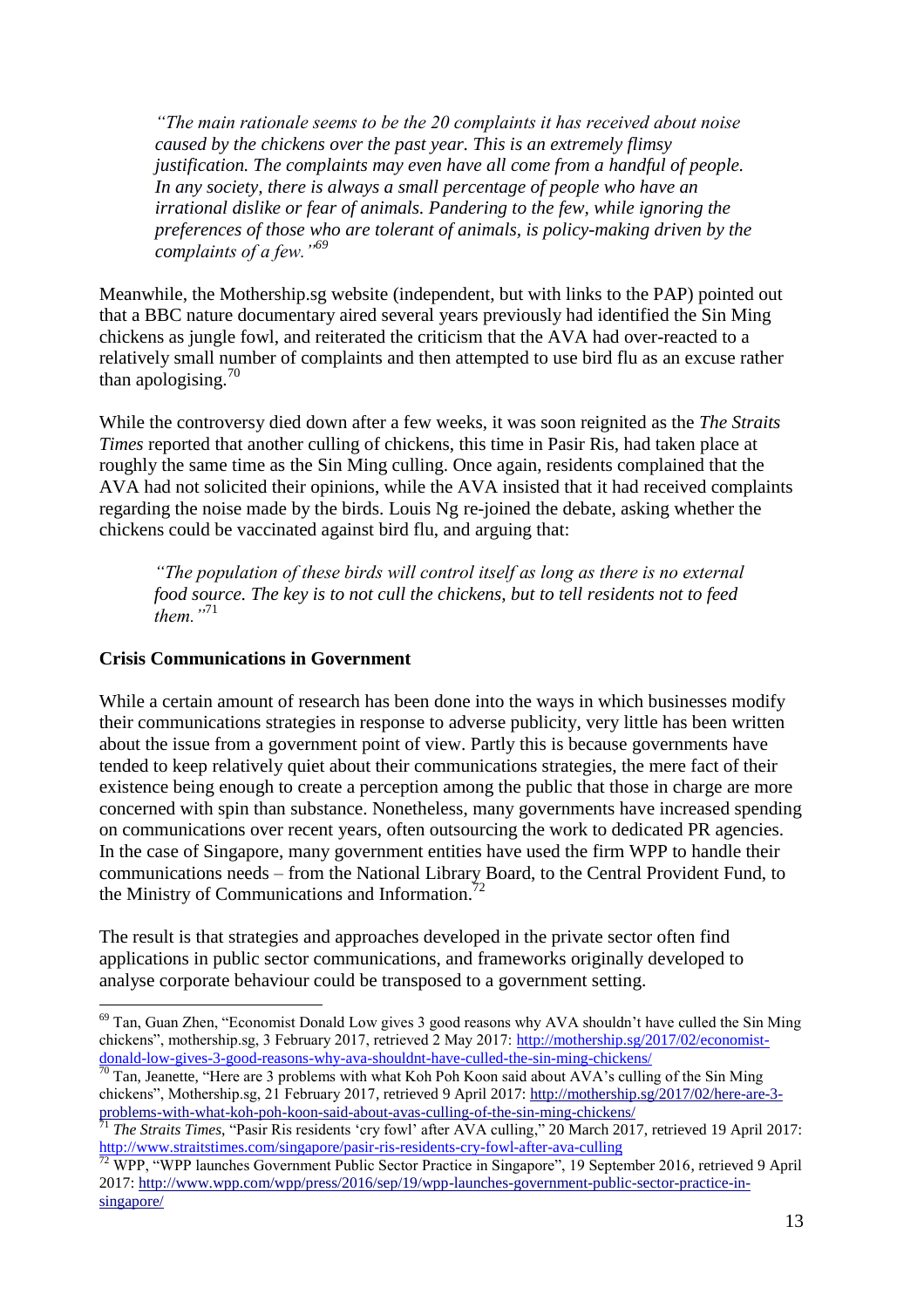> *"The main rationale seems to be the 20 complaints it has received about noise caused by the chickens over the past year. This is an extremely flimsy justification. The complaints may even have all come from a handful of people. In any society, there is always a small percentage of people who have an irrational dislike or fear of animals. Pandering to the few, while ignoring the preferences of those who are tolerant of animals, is policy-making driven by the complaints of a few."*[69]

Meanwhile, the Mothership.sg website (independent, but with links to the PAP) pointed out that a BBC nature documentary aired several years previously had identified the Sin Ming chickens as jungle fowl, and reiterated the criticism that the AVA had over-reacted to a relatively small number of complaints and then attempted to use bird flu as an excuse rather than apologising.[70]

While the controversy died down after a few weeks, it was soon reignited as the *The Straits Times* reported that another culling of chickens, this time in Pasir Ris, had taken place at roughly the same time as the Sin Ming culling. Once again, residents complained that the AVA had not solicited their opinions, while the AVA insisted that it had received complaints regarding the noise made by the birds. Louis Ng re-joined the debate, asking whether the chickens could be vaccinated against bird flu, and arguing that:

> *"The population of these birds will control itself as long as there is no external food source. The key is to not cull the chickens, but to tell residents not to feed them."*[71]

**Crisis Communications in Government**

While a certain amount of research has been done into the ways in which businesses modify their communications strategies in response to adverse publicity, very little has been written about the issue from a government point of view. Partly this is because governments have tended to keep relatively quiet about their communications strategies, the mere fact of their existence being enough to create a perception among the public that those in charge are more concerned with spin than substance. Nonetheless, many governments have increased spending on communications over recent years, often outsourcing the work to dedicated PR agencies. In the case of Singapore, many government entities have used the firm WPP to handle their communications needs – from the National Library Board, to the Central Provident Fund, to the Ministry of Communications and Information.[72]

The result is that strategies and approaches developed in the private sector often find applications in public sector communications, and frameworks originally developed to analyse corporate behaviour could be transposed to a government setting.

---

[69] Tan, Guan Zhen, "Economist Donald Low gives 3 good reasons why AVA shouldn't have culled the Sin Ming chickens", mothership.sg, 3 February 2017, retrieved 2 May 2017: http://mothership.sg/2017/02/economist-donald-low-gives-3-good-reasons-why-ava-shouldnt-have-culled-the-sin-ming-chickens/

[70] Tan, Jeanette, "Here are 3 problems with what Koh Poh Koon said about AVA's culling of the Sin Ming chickens", Mothership.sg, 21 February 2017, retrieved 9 April 2017: http://mothership.sg/2017/02/here-are-3-problems-with-what-koh-poh-koon-said-about-avas-culling-of-the-sin-ming-chickens/

[71] *The Straits Times*, "Pasir Ris residents 'cry fowl' after AVA culling," 20 March 2017, retrieved 19 April 2017: http://www.straitstimes.com/singapore/pasir-ris-residents-cry-fowl-after-ava-culling

[72] WPP, "WPP launches Government Public Sector Practice in Singapore", 19 September 2016, retrieved 9 April 2017: http://www.wpp.com/wpp/press/2016/sep/19/wpp-launches-government-public-sector-practice-in-singapore/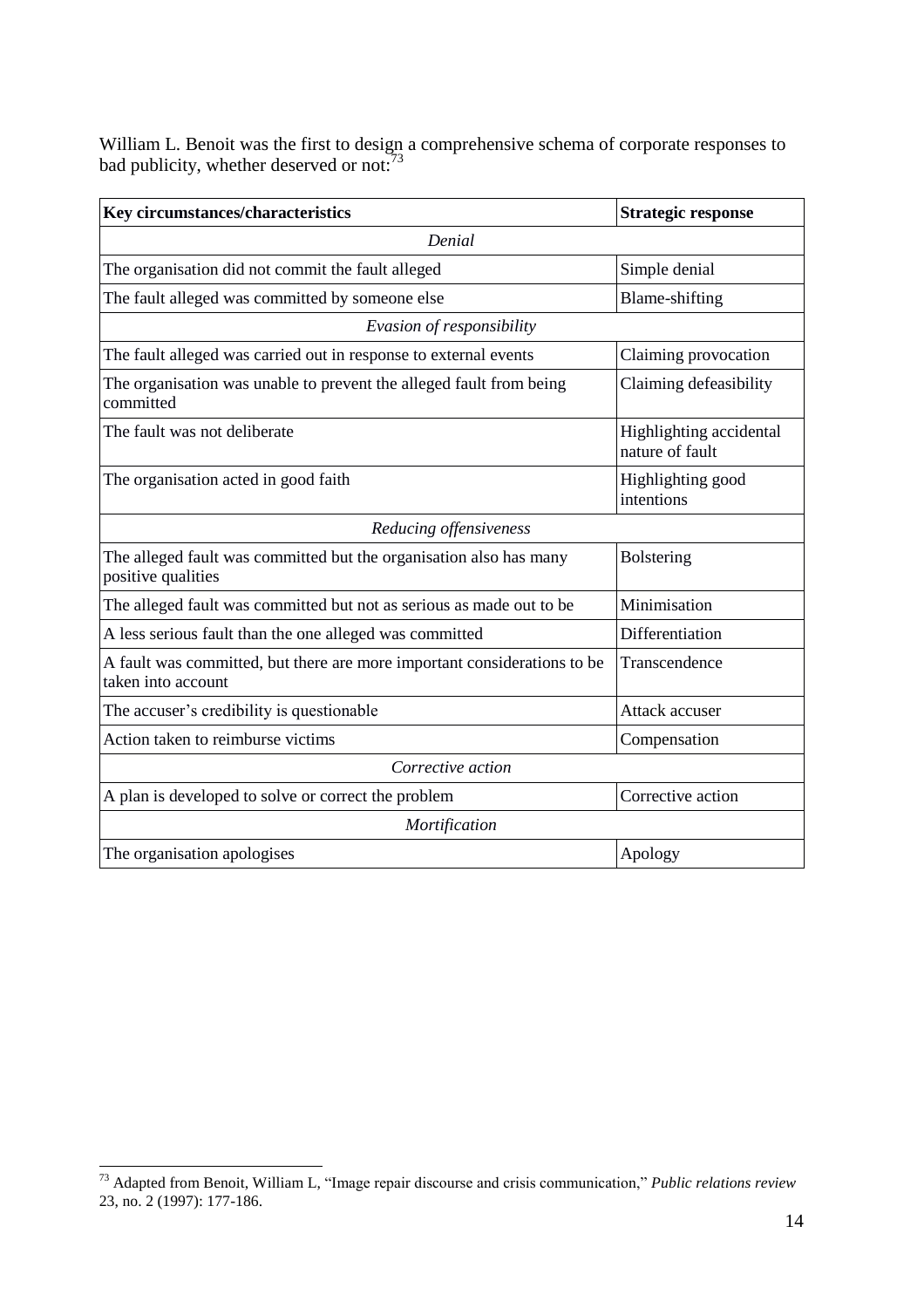William L. Benoit was the first to design a comprehensive schema of corporate responses to bad publicity, whether deserved or not:[73]

| **Key circumstances/characteristics** | **Strategic response** |
| --- | --- |
| *Denial* | |
| The organisation did not commit the fault alleged | Simple denial |
| The fault alleged was committed by someone else | Blame-shifting |
| *Evasion of responsibility* | |
| The fault alleged was carried out in response to external events | Claiming provocation |
| The organisation was unable to prevent the alleged fault from being committed | Claiming defeasibility |
| The fault was not deliberate | Highlighting accidental nature of fault |
| The organisation acted in good faith | Highlighting good intentions |
| *Reducing offensiveness* | |
| The alleged fault was committed but the organisation also has many positive qualities | Bolstering |
| The alleged fault was committed but not as serious as made out to be | Minimisation |
| A less serious fault than the one alleged was committed | Differentiation |
| A fault was committed, but there are more important considerations to be taken into account | Transcendence |
| The accuser's credibility is questionable | Attack accuser |
| Action taken to reimburse victims | Compensation |
| *Corrective action* | |
| A plan is developed to solve or correct the problem | Corrective action |
| *Mortification* | |
| The organisation apologises | Apology |

[73] Adapted from Benoit, William L, "Image repair discourse and crisis communication," *Public relations review* 23, no. 2 (1997): 177-186.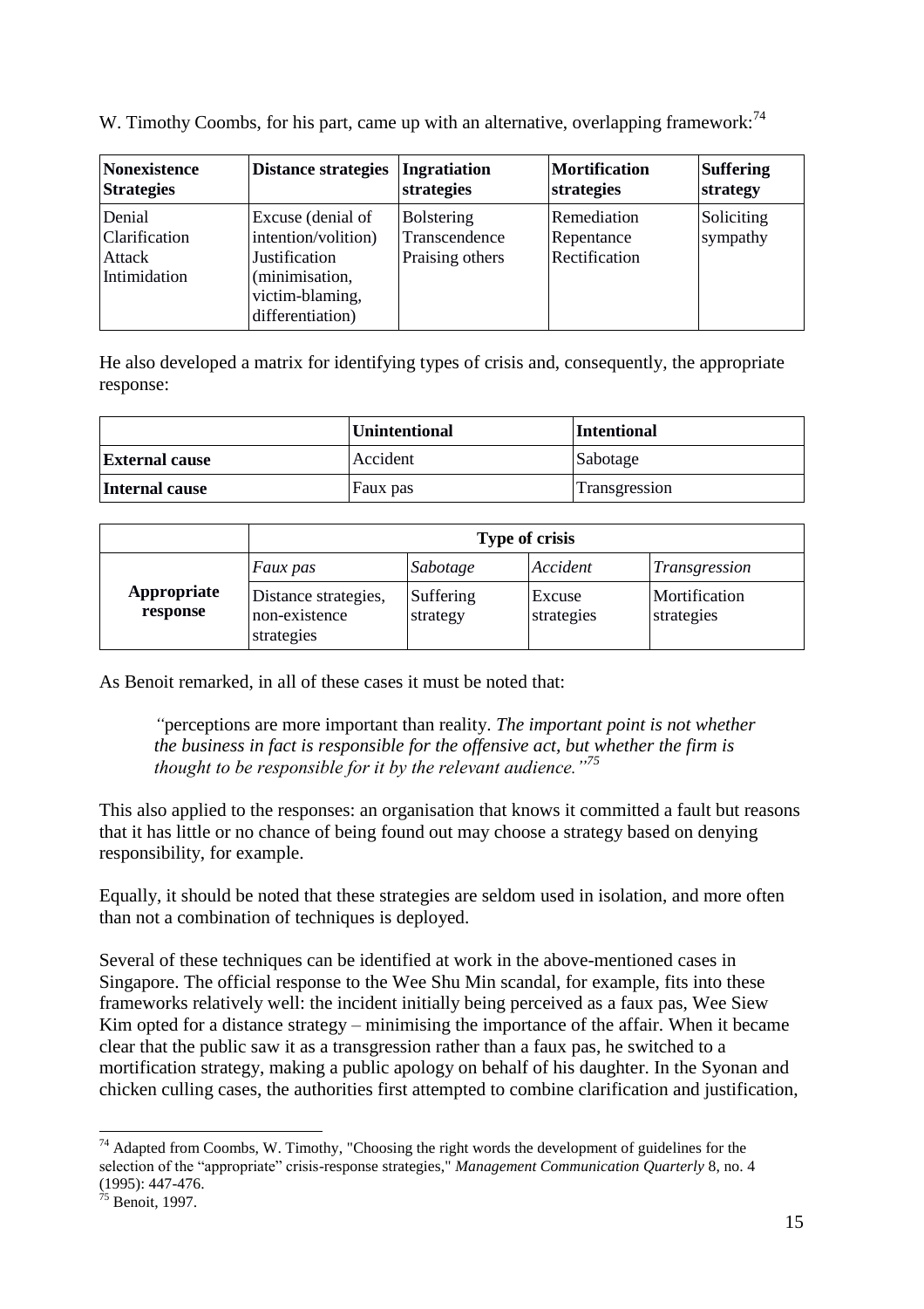W. Timothy Coombs, for his part, came up with an alternative, overlapping framework:[74]

| Nonexistence Strategies | Distance strategies | Ingratiation strategies | Mortification strategies | Suffering strategy |
|---|---|---|---|---|
| Denial<br>Clarification<br>Attack<br>Intimidation | Excuse (denial of intention/volition)<br>Justification (minimisation, victim-blaming, differentiation) | Bolstering<br>Transcendence<br>Praising others | Remediation<br>Repentance<br>Rectification | Soliciting sympathy |

He also developed a matrix for identifying types of crisis and, consequently, the appropriate response:

| | Unintentional | Intentional |
|---|---|---|
| **External cause** | Accident | Sabotage |
| **Internal cause** | Faux pas | Transgression |

| | Type of crisis | | | |
|---|---|---|---|---|
| | *Faux pas* | *Sabotage* | *Accident* | *Transgression* |
| **Appropriate response** | Distance strategies, non-existence strategies | Suffering strategy | Excuse strategies | Mortification strategies |

As Benoit remarked, in all of these cases it must be noted that:

> *"*perceptions are more important than reality. *The important point is not whether the business in fact is responsible for the offensive act, but whether the firm is thought to be responsible for it by the relevant audience."*[75]

This also applied to the responses: an organisation that knows it committed a fault but reasons that it has little or no chance of being found out may choose a strategy based on denying responsibility, for example.

Equally, it should be noted that these strategies are seldom used in isolation, and more often than not a combination of techniques is deployed.

Several of these techniques can be identified at work in the above-mentioned cases in Singapore. The official response to the Wee Shu Min scandal, for example, fits into these frameworks relatively well: the incident initially being perceived as a faux pas, Wee Siew Kim opted for a distance strategy – minimising the importance of the affair. When it became clear that the public saw it as a transgression rather than a faux pas, he switched to a mortification strategy, making a public apology on behalf of his daughter. In the Syonan and chicken culling cases, the authorities first attempted to combine clarification and justification,

---

[74] Adapted from Coombs, W. Timothy, "Choosing the right words the development of guidelines for the selection of the "appropriate" crisis-response strategies," *Management Communication Quarterly* 8, no. 4 (1995): 447-476.

[75] Benoit, 1997.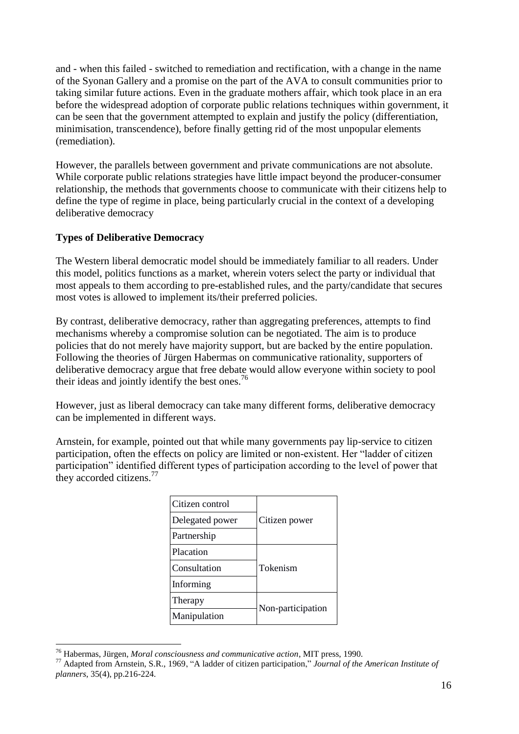and - when this failed - switched to remediation and rectification, with a change in the name of the Syonan Gallery and a promise on the part of the AVA to consult communities prior to taking similar future actions. Even in the graduate mothers affair, which took place in an era before the widespread adoption of corporate public relations techniques within government, it can be seen that the government attempted to explain and justify the policy (differentiation, minimisation, transcendence), before finally getting rid of the most unpopular elements (remediation).

However, the parallels between government and private communications are not absolute. While corporate public relations strategies have little impact beyond the producer-consumer relationship, the methods that governments choose to communicate with their citizens help to define the type of regime in place, being particularly crucial in the context of a developing deliberative democracy

**Types of Deliberative Democracy**

The Western liberal democratic model should be immediately familiar to all readers. Under this model, politics functions as a market, wherein voters select the party or individual that most appeals to them according to pre-established rules, and the party/candidate that secures most votes is allowed to implement its/their preferred policies.

By contrast, deliberative democracy, rather than aggregating preferences, attempts to find mechanisms whereby a compromise solution can be negotiated. The aim is to produce policies that do not merely have majority support, but are backed by the entire population. Following the theories of Jürgen Habermas on communicative rationality, supporters of deliberative democracy argue that free debate would allow everyone within society to pool their ideas and jointly identify the best ones.[76]

However, just as liberal democracy can take many different forms, deliberative democracy can be implemented in different ways.

Arnstein, for example, pointed out that while many governments pay lip-service to citizen participation, often the effects on policy are limited or non-existent. Her "ladder of citizen participation" identified different types of participation according to the level of power that they accorded citizens.[77]

| Citizen control | Citizen power |
|---|---|
| Delegated power | |
| Partnership | |
| Placation | Tokenism |
| Consultation | |
| Informing | |
| Therapy | Non-participation |
| Manipulation | |

[76] Habermas, Jürgen, *Moral consciousness and communicative action*, MIT press, 1990.

[77] Adapted from Arnstein, S.R., 1969, "A ladder of citizen participation," *Journal of the American Institute of planners*, 35(4), pp.216-224.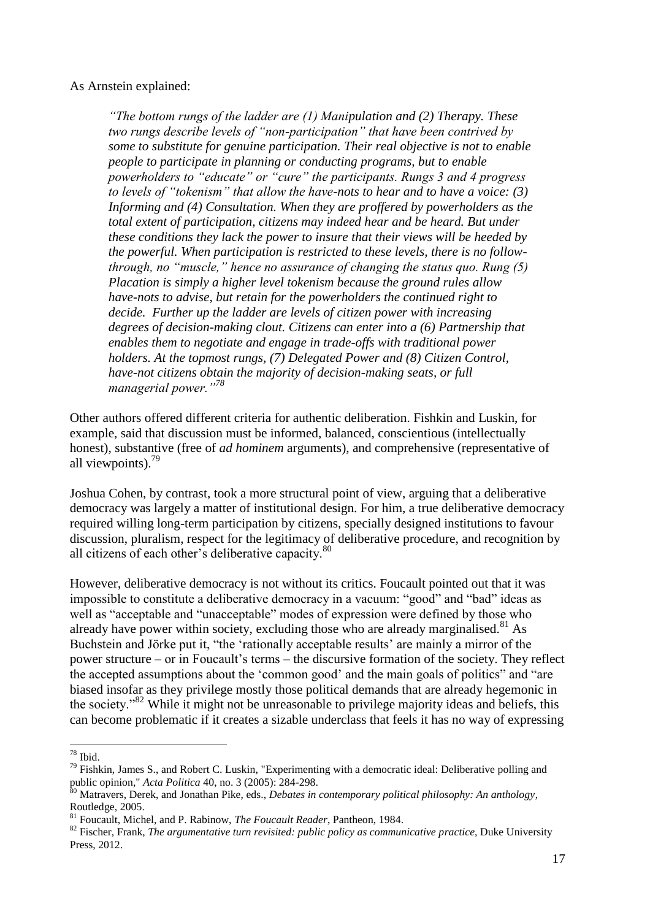As Arnstein explained:

> *"The bottom rungs of the ladder are (1) Manipulation and (2) Therapy. These two rungs describe levels of "non-participation" that have been contrived by some to substitute for genuine participation. Their real objective is not to enable people to participate in planning or conducting programs, but to enable powerholders to "educate" or "cure" the participants. Rungs 3 and 4 progress to levels of "tokenism" that allow the have-nots to hear and to have a voice: (3) Informing and (4) Consultation. When they are proffered by powerholders as the total extent of participation, citizens may indeed hear and be heard. But under these conditions they lack the power to insure that their views will be heeded by the powerful. When participation is restricted to these levels, there is no follow-through, no "muscle," hence no assurance of changing the status quo. Rung (5) Placation is simply a higher level tokenism because the ground rules allow have-nots to advise, but retain for the powerholders the continued right to decide. Further up the ladder are levels of citizen power with increasing degrees of decision-making clout. Citizens can enter into a (6) Partnership that enables them to negotiate and engage in trade-offs with traditional power holders. At the topmost rungs, (7) Delegated Power and (8) Citizen Control, have-not citizens obtain the majority of decision-making seats, or full managerial power."*[78]

Other authors offered different criteria for authentic deliberation. Fishkin and Luskin, for example, said that discussion must be informed, balanced, conscientious (intellectually honest), substantive (free of *ad hominem* arguments), and comprehensive (representative of all viewpoints).[79]

Joshua Cohen, by contrast, took a more structural point of view, arguing that a deliberative democracy was largely a matter of institutional design. For him, a true deliberative democracy required willing long-term participation by citizens, specially designed institutions to favour discussion, pluralism, respect for the legitimacy of deliberative procedure, and recognition by all citizens of each other's deliberative capacity.[80]

However, deliberative democracy is not without its critics. Foucault pointed out that it was impossible to constitute a deliberative democracy in a vacuum: "good" and "bad" ideas as well as "acceptable and "unacceptable" modes of expression were defined by those who already have power within society, excluding those who are already marginalised.[81] As Buchstein and Jörke put it, "the 'rationally acceptable results' are mainly a mirror of the power structure – or in Foucault's terms – the discursive formation of the society. They reflect the accepted assumptions about the 'common good' and the main goals of politics" and "are biased insofar as they privilege mostly those political demands that are already hegemonic in the society."[82] While it might not be unreasonable to privilege majority ideas and beliefs, this can become problematic if it creates a sizable underclass that feels it has no way of expressing

---

[78] Ibid.

[79] Fishkin, James S., and Robert C. Luskin, "Experimenting with a democratic ideal: Deliberative polling and public opinion," *Acta Politica* 40, no. 3 (2005): 284-298.

[80] Matravers, Derek, and Jonathan Pike, eds., *Debates in contemporary political philosophy: An anthology*, Routledge, 2005.

[81] Foucault, Michel, and P. Rabinow, *The Foucault Reader*, Pantheon, 1984.

[82] Fischer, Frank, *The argumentative turn revisited: public policy as communicative practice*, Duke University Press, 2012.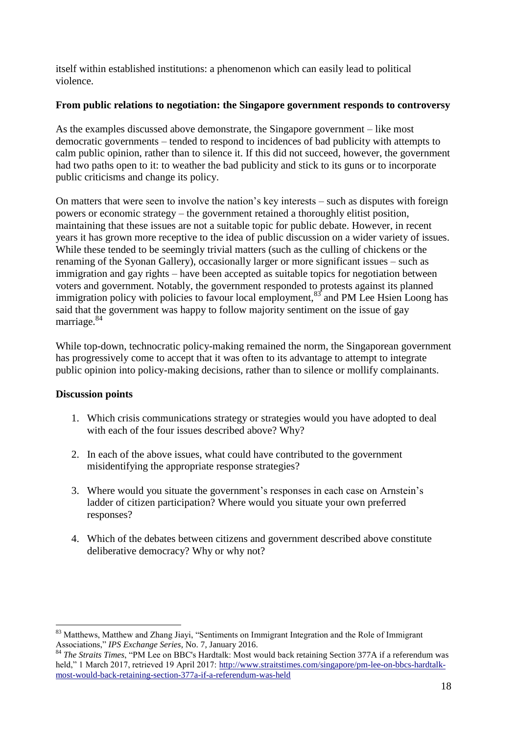itself within established institutions: a phenomenon which can easily lead to political violence.

**From public relations to negotiation: the Singapore government responds to controversy**

As the examples discussed above demonstrate, the Singapore government – like most democratic governments – tended to respond to incidences of bad publicity with attempts to calm public opinion, rather than to silence it. If this did not succeed, however, the government had two paths open to it: to weather the bad publicity and stick to its guns or to incorporate public criticisms and change its policy.

On matters that were seen to involve the nation's key interests – such as disputes with foreign powers or economic strategy – the government retained a thoroughly elitist position, maintaining that these issues are not a suitable topic for public debate. However, in recent years it has grown more receptive to the idea of public discussion on a wider variety of issues. While these tended to be seemingly trivial matters (such as the culling of chickens or the renaming of the Syonan Gallery), occasionally larger or more significant issues – such as immigration and gay rights – have been accepted as suitable topics for negotiation between voters and government. Notably, the government responded to protests against its planned immigration policy with policies to favour local employment,[83] and PM Lee Hsien Loong has said that the government was happy to follow majority sentiment on the issue of gay marriage.[84]

While top-down, technocratic policy-making remained the norm, the Singaporean government has progressively come to accept that it was often to its advantage to attempt to integrate public opinion into policy-making decisions, rather than to silence or mollify complainants.

**Discussion points**

1. Which crisis communications strategy or strategies would you have adopted to deal with each of the four issues described above? Why?

2. In each of the above issues, what could have contributed to the government misidentifying the appropriate response strategies?

3. Where would you situate the government's responses in each case on Arnstein's ladder of citizen participation? Where would you situate your own preferred responses?

4. Which of the debates between citizens and government described above constitute deliberative democracy? Why or why not?

---

[83] Matthews, Matthew and Zhang Jiayi, "Sentiments on Immigrant Integration and the Role of Immigrant Associations," *IPS Exchange Series*, No. 7, January 2016.

[84] *The Straits Times*, "PM Lee on BBC's Hardtalk: Most would back retaining Section 377A if a referendum was held," 1 March 2017, retrieved 19 April 2017: http://www.straitstimes.com/singapore/pm-lee-on-bbcs-hardtalk-most-would-back-retaining-section-377a-if-a-referendum-was-held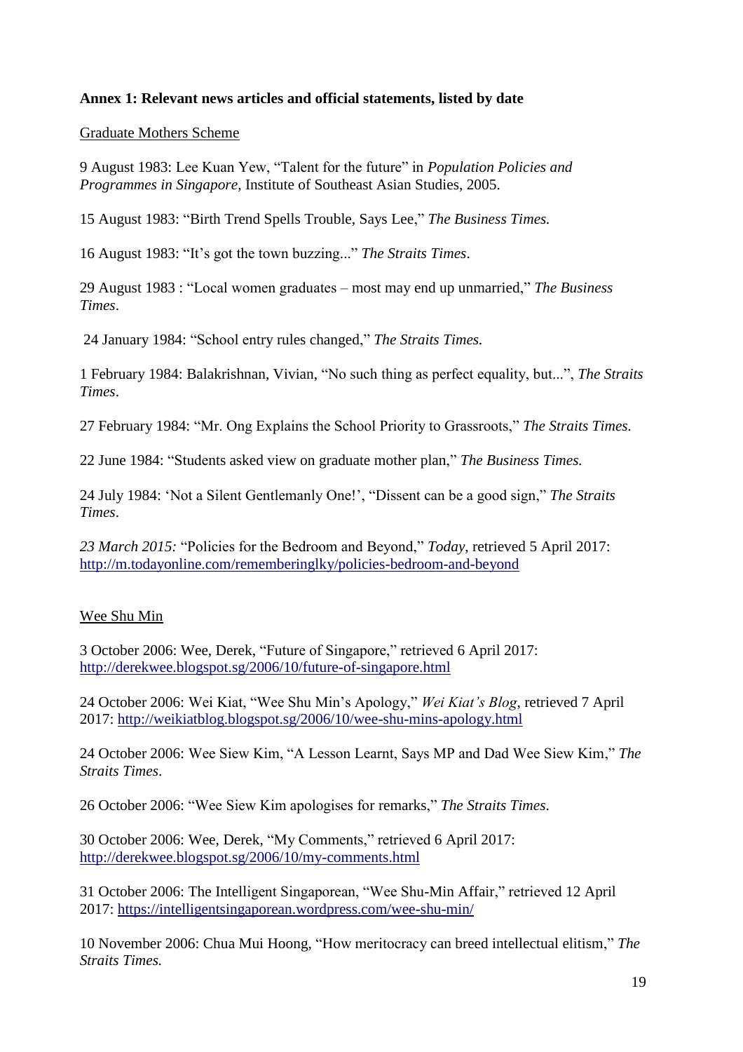**Annex 1: Relevant news articles and official statements, listed by date**

Graduate Mothers Scheme

9 August 1983: Lee Kuan Yew, "Talent for the future" in *Population Policies and Programmes in Singapore*, Institute of Southeast Asian Studies, 2005.

15 August 1983: "Birth Trend Spells Trouble, Says Lee," *The Business Times.*

16 August 1983: "It's got the town buzzing..." *The Straits Times*.

29 August 1983 : "Local women graduates – most may end up unmarried," *The Business Times*.

24 January 1984: "School entry rules changed," *The Straits Times.*

1 February 1984: Balakrishnan, Vivian, "No such thing as perfect equality, but...", *The Straits Times*.

27 February 1984: "Mr. Ong Explains the School Priority to Grassroots," *The Straits Times.*

22 June 1984: "Students asked view on graduate mother plan," *The Business Times.*

24 July 1984: 'Not a Silent Gentlemanly One!', "Dissent can be a good sign," *The Straits Times*.

*23 March 2015:* "Policies for the Bedroom and Beyond," *Today*, retrieved 5 April 2017: http://m.todayonline.com/rememberinglky/policies-bedroom-and-beyond

Wee Shu Min

3 October 2006: Wee, Derek, "Future of Singapore," retrieved 6 April 2017: http://derekwee.blogspot.sg/2006/10/future-of-singapore.html

24 October 2006: Wei Kiat, "Wee Shu Min's Apology," *Wei Kiat's Blog*, retrieved 7 April 2017: http://weikiatblog.blogspot.sg/2006/10/wee-shu-mins-apology.html

24 October 2006: Wee Siew Kim, "A Lesson Learnt, Says MP and Dad Wee Siew Kim," *The Straits Times*.

26 October 2006: "Wee Siew Kim apologises for remarks," *The Straits Times*.

30 October 2006: Wee, Derek, "My Comments," retrieved 6 April 2017: http://derekwee.blogspot.sg/2006/10/my-comments.html

31 October 2006: The Intelligent Singaporean, "Wee Shu-Min Affair," retrieved 12 April 2017: https://intelligentsingaporean.wordpress.com/wee-shu-min/

10 November 2006: Chua Mui Hoong, "How meritocracy can breed intellectual elitism," *The Straits Times.*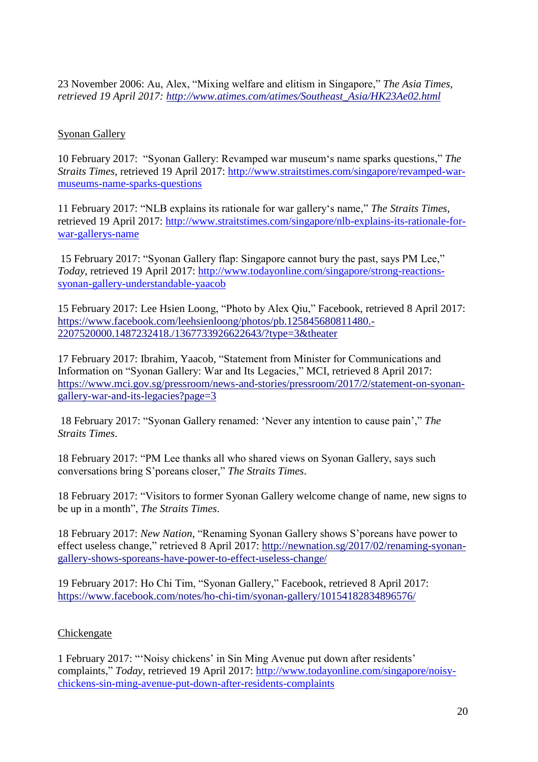23 November 2006: Au, Alex, "Mixing welfare and elitism in Singapore," *The Asia Times, retrieved 19 April 2017: http://www.atimes.com/atimes/Southeast_Asia/HK23Ae02.html*

Syonan Gallery

10 February 2017: "Syonan Gallery: Revamped war museum's name sparks questions," *The Straits Times*, retrieved 19 April 2017: http://www.straitstimes.com/singapore/revamped-war-museums-name-sparks-questions

11 February 2017: "NLB explains its rationale for war gallery's name," *The Straits Times*, retrieved 19 April 2017: http://www.straitstimes.com/singapore/nlb-explains-its-rationale-for-war-gallerys-name

15 February 2017: "Syonan Gallery flap: Singapore cannot bury the past, says PM Lee," *Today*, retrieved 19 April 2017: http://www.todayonline.com/singapore/strong-reactions-syonan-gallery-understandable-yaacob

15 February 2017: Lee Hsien Loong, "Photo by Alex Qiu," Facebook, retrieved 8 April 2017: https://www.facebook.com/leehsienloong/photos/pb.125845680811480.-2207520000.1487232418./1367733926622643/?type=3&theater

17 February 2017: Ibrahim, Yaacob, "Statement from Minister for Communications and Information on "Syonan Gallery: War and Its Legacies," MCI, retrieved 8 April 2017: https://www.mci.gov.sg/pressroom/news-and-stories/pressroom/2017/2/statement-on-syonan-gallery-war-and-its-legacies?page=3

18 February 2017: "Syonan Gallery renamed: 'Never any intention to cause pain'," *The Straits Times*.

18 February 2017: "PM Lee thanks all who shared views on Syonan Gallery, says such conversations bring S'poreans closer," *The Straits Times*.

18 February 2017: "Visitors to former Syonan Gallery welcome change of name, new signs to be up in a month", *The Straits Times*.

18 February 2017: *New Nation*, "Renaming Syonan Gallery shows S'poreans have power to effect useless change," retrieved 8 April 2017: http://newnation.sg/2017/02/renaming-syonan-gallery-shows-sporeans-have-power-to-effect-useless-change/

19 February 2017: Ho Chi Tim, "Syonan Gallery," Facebook, retrieved 8 April 2017: https://www.facebook.com/notes/ho-chi-tim/syonan-gallery/10154182834896576/

Chickengate

1 February 2017: "'Noisy chickens' in Sin Ming Avenue put down after residents' complaints," *Today*, retrieved 19 April 2017: http://www.todayonline.com/singapore/noisy-chickens-sin-ming-avenue-put-down-after-residents-complaints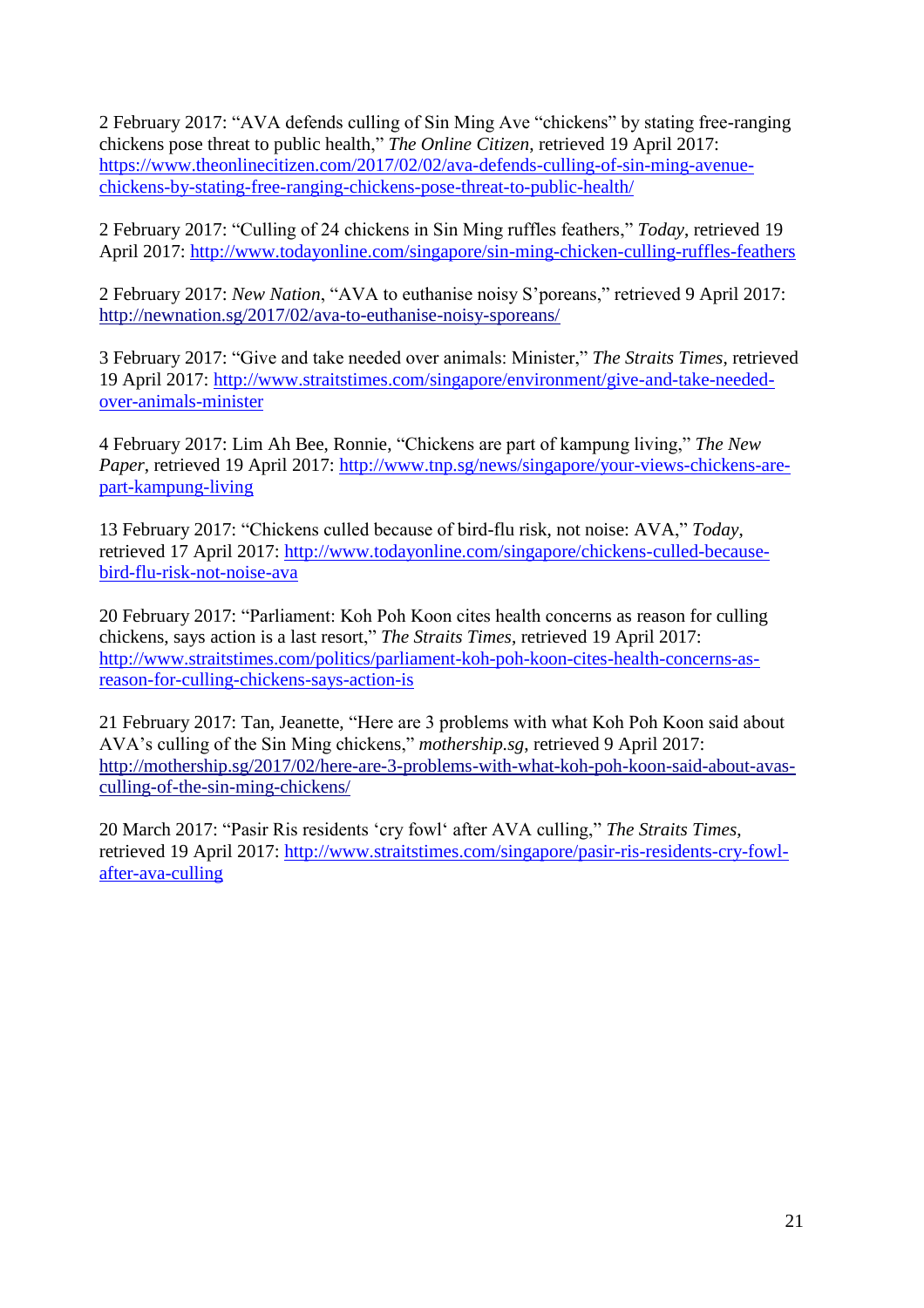2 February 2017: "AVA defends culling of Sin Ming Ave "chickens" by stating free-ranging chickens pose threat to public health," *The Online Citizen*, retrieved 19 April 2017: https://www.theonlinecitizen.com/2017/02/02/ava-defends-culling-of-sin-ming-avenue-chickens-by-stating-free-ranging-chickens-pose-threat-to-public-health/

2 February 2017: "Culling of 24 chickens in Sin Ming ruffles feathers," *Today*, retrieved 19 April 2017: http://www.todayonline.com/singapore/sin-ming-chicken-culling-ruffles-feathers

2 February 2017: *New Nation*, "AVA to euthanise noisy S'poreans," retrieved 9 April 2017: http://newnation.sg/2017/02/ava-to-euthanise-noisy-sporeans/

3 February 2017: "Give and take needed over animals: Minister," *The Straits Times*, retrieved 19 April 2017: http://www.straitstimes.com/singapore/environment/give-and-take-needed-over-animals-minister

4 February 2017: Lim Ah Bee, Ronnie, "Chickens are part of kampung living," *The New Paper*, retrieved 19 April 2017: http://www.tnp.sg/news/singapore/your-views-chickens-are-part-kampung-living

13 February 2017: "Chickens culled because of bird-flu risk, not noise: AVA," *Today*, retrieved 17 April 2017: http://www.todayonline.com/singapore/chickens-culled-because-bird-flu-risk-not-noise-ava

20 February 2017: "Parliament: Koh Poh Koon cites health concerns as reason for culling chickens, says action is a last resort," *The Straits Times*, retrieved 19 April 2017: http://www.straitstimes.com/politics/parliament-koh-poh-koon-cites-health-concerns-as-reason-for-culling-chickens-says-action-is

21 February 2017: Tan, Jeanette, "Here are 3 problems with what Koh Poh Koon said about AVA's culling of the Sin Ming chickens," *mothership.sg*, retrieved 9 April 2017: http://mothership.sg/2017/02/here-are-3-problems-with-what-koh-poh-koon-said-about-avas-culling-of-the-sin-ming-chickens/

20 March 2017: "Pasir Ris residents 'cry fowl' after AVA culling," *The Straits Times*, retrieved 19 April 2017: http://www.straitstimes.com/singapore/pasir-ris-residents-cry-fowl-after-ava-culling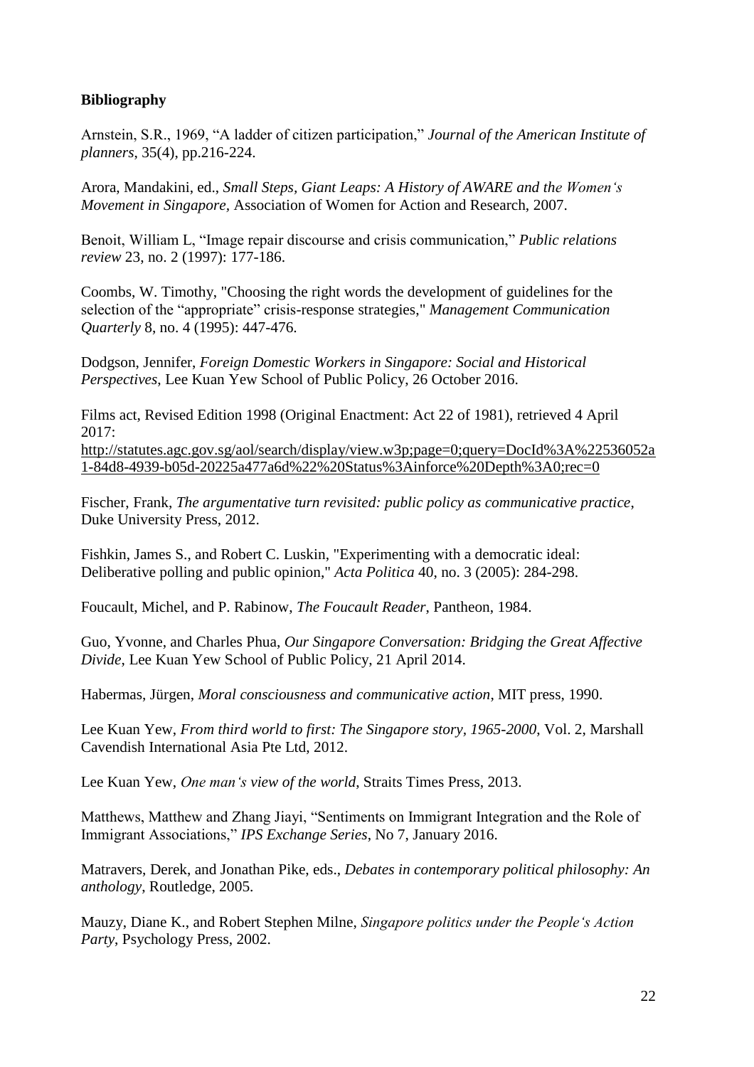**Bibliography**

Arnstein, S.R., 1969, "A ladder of citizen participation," *Journal of the American Institute of planners*, 35(4), pp.216-224.

Arora, Mandakini, ed., *Small Steps, Giant Leaps: A History of AWARE and the Women's Movement in Singapore*, Association of Women for Action and Research, 2007.

Benoit, William L, "Image repair discourse and crisis communication," *Public relations review* 23, no. 2 (1997): 177-186.

Coombs, W. Timothy, "Choosing the right words the development of guidelines for the selection of the "appropriate" crisis-response strategies," *Management Communication Quarterly* 8, no. 4 (1995): 447-476.

Dodgson, Jennifer, *Foreign Domestic Workers in Singapore: Social and Historical Perspectives*, Lee Kuan Yew School of Public Policy, 26 October 2016.

Films act, Revised Edition 1998 (Original Enactment: Act 22 of 1981), retrieved 4 April 2017:
http://statutes.agc.gov.sg/aol/search/display/view.w3p;page=0;query=DocId%3A%22536052a1-84d8-4939-b05d-20225a477a6d%22%20Status%3Ainforce%20Depth%3A0;rec=0

Fischer, Frank, *The argumentative turn revisited: public policy as communicative practice*, Duke University Press, 2012.

Fishkin, James S., and Robert C. Luskin, "Experimenting with a democratic ideal: Deliberative polling and public opinion," *Acta Politica* 40, no. 3 (2005): 284-298.

Foucault, Michel, and P. Rabinow, *The Foucault Reader*, Pantheon, 1984.

Guo, Yvonne, and Charles Phua, *Our Singapore Conversation: Bridging the Great Affective Divide*, Lee Kuan Yew School of Public Policy, 21 April 2014.

Habermas, Jürgen, *Moral consciousness and communicative action*, MIT press, 1990.

Lee Kuan Yew, *From third world to first: The Singapore story, 1965-2000*, Vol. 2, Marshall Cavendish International Asia Pte Ltd, 2012.

Lee Kuan Yew, *One man's view of the world*, Straits Times Press, 2013.

Matthews, Matthew and Zhang Jiayi, "Sentiments on Immigrant Integration and the Role of Immigrant Associations," *IPS Exchange Series*, No 7, January 2016.

Matravers, Derek, and Jonathan Pike, eds., *Debates in contemporary political philosophy: An anthology*, Routledge, 2005.

Mauzy, Diane K., and Robert Stephen Milne, *Singapore politics under the People's Action Party*, Psychology Press, 2002.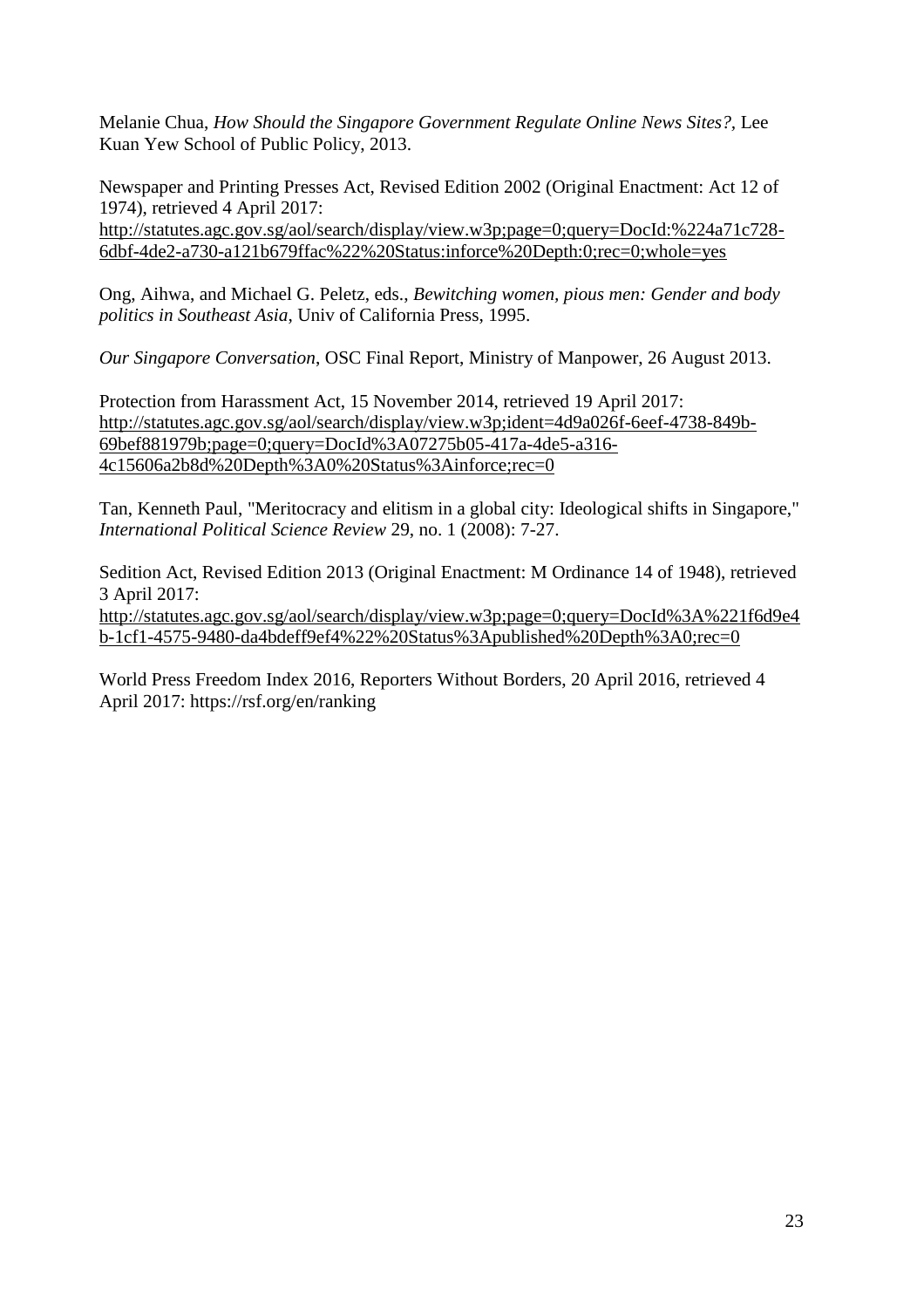Melanie Chua, *How Should the Singapore Government Regulate Online News Sites?*, Lee Kuan Yew School of Public Policy, 2013.

Newspaper and Printing Presses Act, Revised Edition 2002 (Original Enactment: Act 12 of 1974), retrieved 4 April 2017: http://statutes.agc.gov.sg/aol/search/display/view.w3p;page=0;query=DocId:%224a71c728-6dbf-4de2-a730-a121b679ffac%22%20Status:inforce%20Depth:0;rec=0;whole=yes

Ong, Aihwa, and Michael G. Peletz, eds., *Bewitching women, pious men: Gender and body politics in Southeast Asia*, Univ of California Press, 1995.

*Our Singapore Conversation*, OSC Final Report, Ministry of Manpower, 26 August 2013.

Protection from Harassment Act, 15 November 2014, retrieved 19 April 2017: http://statutes.agc.gov.sg/aol/search/display/view.w3p;ident=4d9a026f-6eef-4738-849b-69bef881979b;page=0;query=DocId%3A07275b05-417a-4de5-a316-4c15606a2b8d%20Depth%3A0%20Status%3Ainforce;rec=0

Tan, Kenneth Paul, "Meritocracy and elitism in a global city: Ideological shifts in Singapore," *International Political Science Review* 29, no. 1 (2008): 7-27.

Sedition Act, Revised Edition 2013 (Original Enactment: M Ordinance 14 of 1948), retrieved 3 April 2017: http://statutes.agc.gov.sg/aol/search/display/view.w3p;page=0;query=DocId%3A%221f6d9e4b-1cf1-4575-9480-da4bdeff9ef4%22%20Status%3Apublished%20Depth%3A0;rec=0

World Press Freedom Index 2016, Reporters Without Borders, 20 April 2016, retrieved 4 April 2017: https://rsf.org/en/ranking